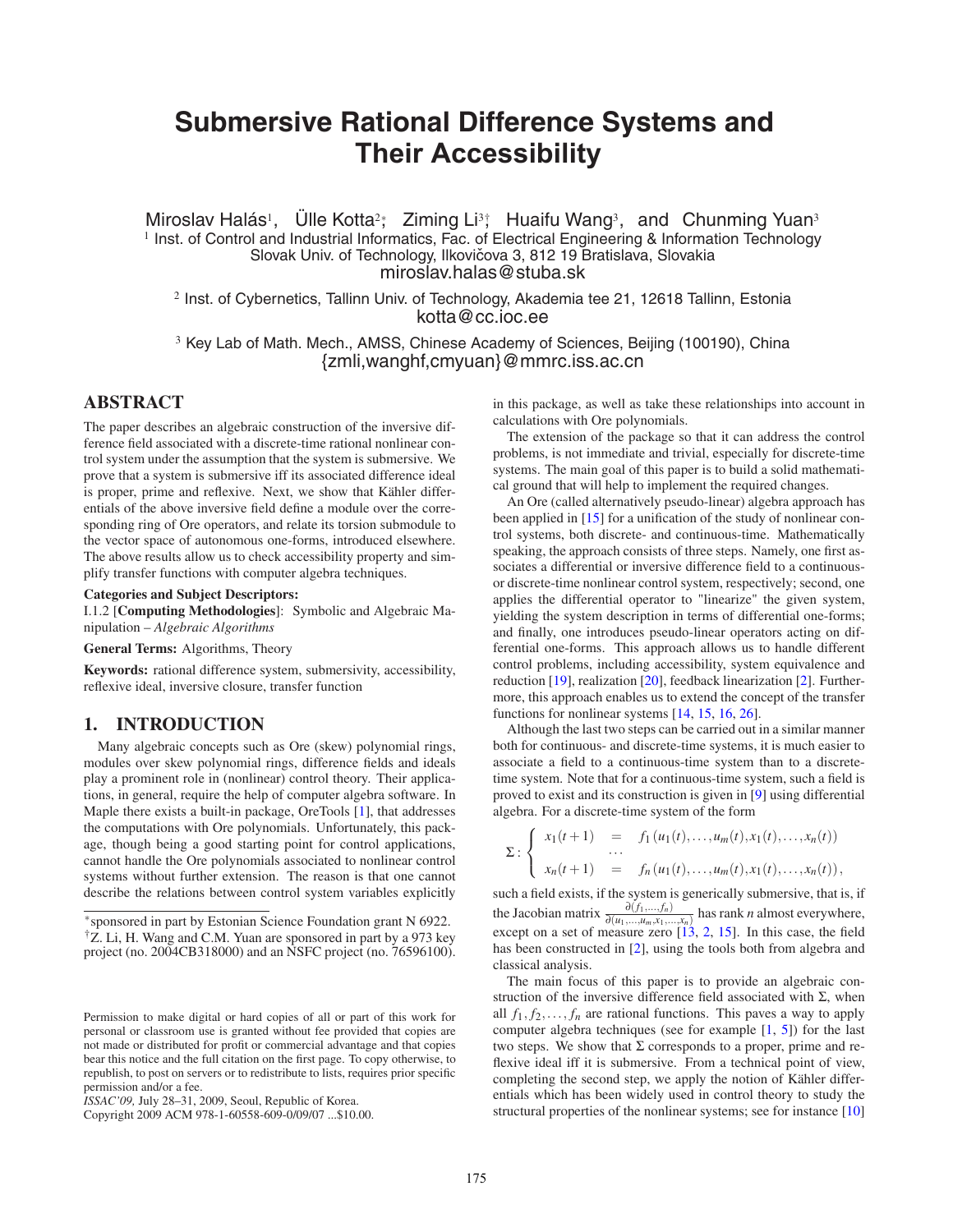# Submersive Rational Difference Systems and Their Accessibility

Miroslav Halás[1], Ülle Kotta[2*], Ziming Li[3†], Huaifu Wang[3], and Chunming Yuan[3]

[1] Inst. of Control and Industrial Informatics, Fac. of Electrical Engineering & Information Technology
Slovak Univ. of Technology, Ilkovičova 3, 812 19 Bratislava, Slovakia
miroslav.halas@stuba.sk

[2] Inst. of Cybernetics, Tallinn Univ. of Technology, Akademia tee 21, 12618 Tallinn, Estonia
kotta@cc.ioc.ee

[3] Key Lab of Math. Mech., AMSS, Chinese Academy of Sciences, Beijing (100190), China
{zmli,wanghf,cmyuan}@mmrc.iss.ac.cn

## ABSTRACT

The paper describes an algebraic construction of the inversive difference field associated with a discrete-time rational nonlinear control system under the assumption that the system is submersive. We prove that a system is submersive iff its associated difference ideal is proper, prime and reflexive. Next, we show that Kähler differentials of the above inversive field define a module over the corresponding ring of Ore operators, and relate its torsion submodule to the vector space of autonomous one-forms, introduced elsewhere. The above results allow us to check accessibility property and simplify transfer functions with computer algebra techniques.

**Categories and Subject Descriptors:**
I.1.2 [**Computing Methodologies**]: Symbolic and Algebraic Manipulation – *Algebraic Algorithms*

**General Terms:** Algorithms, Theory

**Keywords:** rational difference system, submersivity, accessibility, reflexive ideal, inversive closure, transfer function

## 1. INTRODUCTION

Many algebraic concepts such as Ore (skew) polynomial rings, modules over skew polynomial rings, difference fields and ideals play a prominent role in (nonlinear) control theory. Their applications, in general, require the help of computer algebra software. In Maple there exists a built-in package, OreTools [1], that addresses the computations with Ore polynomials. Unfortunately, this package, though being a good starting point for control applications, cannot handle the Ore polynomials associated to nonlinear control systems without further extension. The reason is that one cannot describe the relations between control system variables explicitly in this package, as well as take these relationships into account in calculations with Ore polynomials.

The extension of the package so that it can address the control problems, is not immediate and trivial, especially for discrete-time systems. The main goal of this paper is to build a solid mathematical ground that will help to implement the required changes.

An Ore (called alternatively pseudo-linear) algebra approach has been applied in [15] for a unification of the study of nonlinear control systems, both discrete- and continuous-time. Mathematically speaking, the approach consists of three steps. Namely, one first associates a differential or inversive difference field to a continuous- or discrete-time nonlinear control system, respectively; second, one applies the differential operator to "linearize" the given system, yielding the system description in terms of differential one-forms; and finally, one introduces pseudo-linear operators acting on differential one-forms. This approach allows us to handle different control problems, including accessibility, system equivalence and reduction [19], realization [20], feedback linearization [2]. Furthermore, this approach enables us to extend the concept of the transfer functions for nonlinear systems [14, 15, 16, 26].

Although the last two steps can be carried out in a similar manner both for continuous- and discrete-time systems, it is much easier to associate a field to a continuous-time system than to a discrete-time system. Note that for a continuous-time system, such a field is proved to exist and its construction is given in [9] using differential algebra. For a discrete-time system of the form

$$\Sigma : \begin{cases} x_1(t+1) &= f_1(u_1(t),\dots,u_m(t),x_1(t),\dots,x_n(t)) \\ & \cdots \\ x_n(t+1) &= f_n(u_1(t),\dots,u_m(t),x_1(t),\dots,x_n(t)), \end{cases}$$

such a field exists, if the system is generically submersive, that is, if the Jacobian matrix $\frac{\partial(f_1,\dots,f_n)}{\partial(u_1,\dots,u_m,x_1,\dots,x_n)}$ has rank $n$ almost everywhere, except on a set of measure zero [13, 2, 15]. In this case, the field has been constructed in [2], using the tools both from algebra and classical analysis.

The main focus of this paper is to provide an algebraic construction of the inversive difference field associated with $\Sigma$, when all $f_1, f_2, \dots, f_n$ are rational functions. This paves a way to apply computer algebra techniques (see for example [1, 5]) for the last two steps. We show that $\Sigma$ corresponds to a proper, prime and reflexive ideal iff it is submersive. From a technical point of view, completing the second step, we apply the notion of Kähler differentials which has been widely used in control theory to study the structural properties of the nonlinear systems; see for instance [10]

*sponsored in part by Estonian Science Foundation grant N 6922.
†Z. Li, H. Wang and C.M. Yuan are sponsored in part by a 973 key project (no. 2004CB318000) and an NSFC project (no. 76596100).

Permission to make digital or hard copies of all or part of this work for personal or classroom use is granted without fee provided that copies are not made or distributed for profit or commercial advantage and that copies bear this notice and the full citation on the first page. To copy otherwise, to republish, to post on servers or to redistribute to lists, requires prior specific permission and/or a fee.
*ISSAC'09,* July 28–31, 2009, Seoul, Republic of Korea.
Copyright 2009 ACM 978-1-60558-609-0/09/07 ...$10.00.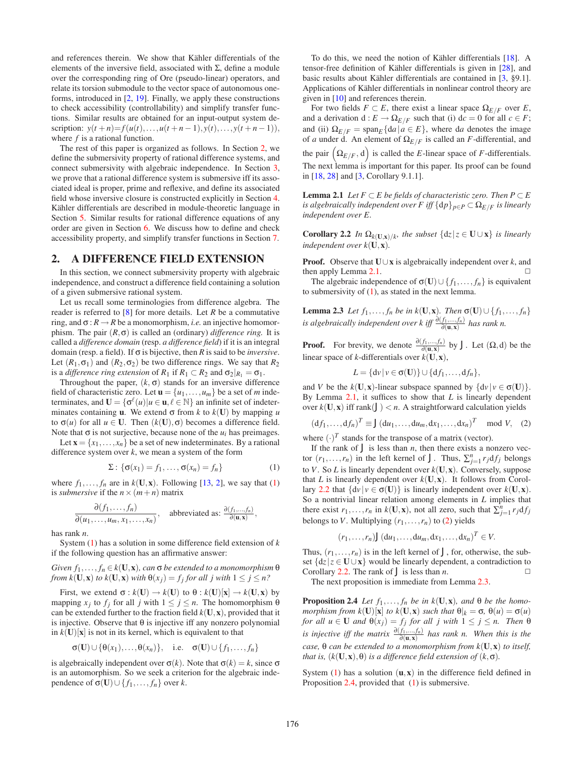and references therein. We show that Kähler differentials of the elements of the inversive field, associated with $\Sigma$, define a module over the corresponding ring of Ore (pseudo-linear) operators, and relate its torsion submodule to the vector space of autonomous one-forms, introduced in [2, 19]. Finally, we apply these constructions to check accessibility (controllability) and simplify transfer functions. Similar results are obtained for an input-output system description: $y(t+n)=f(u(t),\ldots,u(t+n-1),y(t),\ldots,y(t+n-1))$, where $f$ is a rational function.

The rest of this paper is organized as follows. In Section 2, we define the submersivity property of rational difference systems, and connect submersivity with algebraic independence. In Section 3, we prove that a rational difference system is submersive iff its associated ideal is proper, prime and reflexive, and define its associated field whose inversive closure is constructed explicitly in Section 4. Kähler differentials are described in module-theoretic language in Section 5. Similar results for rational difference equations of any order are given in Section 6. We discuss how to define and check accessibility property, and simplify transfer functions in Section 7.

## 2. A DIFFERENCE FIELD EXTENSION

In this section, we connect submersivity property with algebraic independence, and construct a difference field containing a solution of a given submersive rational system.

Let us recall some terminologies from difference algebra. The reader is referred to [8] for more details. Let $R$ be a commutative ring, and $\sigma : R \rightarrow R$ be a monomorphism, *i.e.* an injective homomorphism. The pair $(R, \sigma)$ is called an (ordinary) *difference ring*. It is called a *difference domain* (resp. *a difference field*) if it is an integral domain (resp. a field). If $\sigma$ is bijective, then $R$ is said to be *inversive*. Let $(R_1, \sigma_1)$ and $(R_2, \sigma_2)$ be two difference rings. We say that $R_2$ is a *difference ring extension* of $R_1$ if $R_1 \subset R_2$ and $\sigma_2|_{R_1} = \sigma_1$.

Throughout the paper, $(k, \sigma)$ stands for an inversive difference field of characteristic zero. Let $\mathbf{u} = \{u_1, \ldots, u_m\}$ be a set of $m$ indeterminates, and $\mathbf{U} = \{\sigma^{\ell}(u) | u \in \mathbf{u}, \ell \in \mathbb{N}\}$ an infinite set of indeterminates containing $\mathbf{u}$. We extend $\sigma$ from $k$ to $k(\mathbf{U})$ by mapping $u$ to $\sigma(u)$ for all $u \in \mathbf{U}$. Then $(k(\mathbf{U}), \sigma)$ becomes a difference field. Note that $\sigma$ is not surjective, because none of the $u_i$ has preimages.

Let $\mathbf{x} = \{x_1, \ldots, x_n\}$ be a set of new indeterminates. By a rational difference system over $k$, we mean a system of the form

$$\Sigma : \{\sigma(x_1) = f_1, \ldots, \sigma(x_n) = f_n\} \qquad (1)$$

where $f_1, \ldots, f_n$ are in $k(\mathbf{U}, \mathbf{x})$. Following [13, 2], we say that (1) is *submersive* if the $n \times (m+n)$ matrix

$$\frac{\partial(f_1, \ldots, f_n)}{\partial(u_1, \ldots, u_m, x_1, \ldots, x_n)}, \quad \text{abbreviated as: } \frac{\partial(f_1,\ldots,f_n)}{\partial(\mathbf{u},\mathbf{x})},$$

has rank $n$.

System (1) has a solution in some difference field extension of $k$ if the following question has an affirmative answer:

*Given $f_1, \ldots, f_n \in k(\mathbf{U}, \mathbf{x})$, can $\sigma$ be extended to a monomorphism $\theta$ from $k(\mathbf{U}, \mathbf{x})$ to $k(\mathbf{U}, \mathbf{x})$ with $\theta(x_j) = f_j$ for all $j$ with $1 \leq j \leq n$?*

First, we extend $\sigma : k(\mathbf{U}) \rightarrow k(\mathbf{U})$ to $\theta : k(\mathbf{U})[\mathbf{x}] \rightarrow k(\mathbf{U}, \mathbf{x})$ by mapping $x_j$ to $f_j$ for all $j$ with $1 \leq j \leq n$. The homomorphism $\theta$ can be extended further to the fraction field $k(\mathbf{U}, \mathbf{x})$, provided that it is injective. Observe that $\theta$ is injective iff any nonzero polynomial in $k(\mathbf{U})[\mathbf{x}]$ is not in its kernel, which is equivalent to that

$$\sigma(\mathbf{U}) \cup \{\theta(x_1), \ldots, \theta(x_n)\}, \quad \text{i.e.} \quad \sigma(\mathbf{U}) \cup \{f_1, \ldots, f_n\}$$

is algebraically independent over $\sigma(k)$. Note that $\sigma(k) = k$, since $\sigma$ is an automorphism. So we seek a criterion for the algebraic independence of $\sigma(\mathbf{U}) \cup \{f_1, \ldots, f_n\}$ over $k$.

To do this, we need the notion of Kähler differentials [18]. A tensor-free definition of Kähler differentials is given in [28], and basic results about Kähler differentials are contained in [3, §9.1]. Applications of Kähler differentials in nonlinear control theory are given in [10] and references therein.

For two fields $F \subset E$, there exist a linear space $\Omega_{E/F}$ over $E$, and a derivation $\mathrm{d} : E \rightarrow \Omega_{E/F}$ such that (i) $\mathrm{d}c = 0$ for all $c \in F$; and (ii) $\Omega_{E/F} = \mathrm{span}_E\{\mathrm{d}a | a \in E\}$, where $\mathrm{d}a$ denotes the image of $a$ under $\mathrm{d}$. An element of $\Omega_{E/F}$ is called an $F$-differential, and the pair $\left(\Omega_{E/F}, \mathrm{d}\right)$ is called the $E$-linear space of $F$-differentials. The next lemma is important for this paper. Its proof can be found in [18, 28] and [3, Corollary 9.1.1].

**Lemma 2.1** *Let $F \subset E$ be fields of characteristic zero. Then $P \subset E$ is algebraically independent over $F$ iff $\{\mathrm{d}p\}_{p \in P} \subset \Omega_{E/F}$ is linearly independent over $E$.*

**Corollary 2.2** *In $\Omega_{k(\mathbf{U},\mathbf{x})/k}$, the subset $\{\mathrm{d}z | z \in \mathbf{U} \cup \mathbf{x}\}$ is linearly independent over $k(\mathbf{U}, \mathbf{x})$.*

**Proof.** Observe that $\mathbf{U} \cup \mathbf{x}$ is algebraically independent over $k$, and then apply Lemma 2.1. □

The algebraic independence of $\sigma(\mathbf{U}) \cup \{f_1, \ldots, f_n\}$ is equivalent to submersivity of (1), as stated in the next lemma.

**Lemma 2.3** *Let $f_1, \ldots, f_n$ be in $k(\mathbf{U}, \mathbf{x})$. Then $\sigma(\mathbf{U}) \cup \{f_1, \ldots, f_n\}$ is algebraically independent over $k$ iff $\frac{\partial(f_1,\ldots,f_n)}{\partial(\mathbf{u},\mathbf{x})}$ has rank $n$.*

**Proof.** For brevity, we denote $\frac{\partial(f_1,\ldots,f_n)}{\partial(\mathbf{u},\mathbf{x})}$ by $\mathbf{J}$. Let $(\Omega, \mathrm{d})$ be the linear space of $k$-differentials over $k(\mathbf{U}, \mathbf{x})$,

$$L = \{\mathrm{d}v | v \in \sigma(\mathbf{U})\} \cup \{\mathrm{d}f_1, \ldots, \mathrm{d}f_n\},$$

and $V$ be the $k(\mathbf{U}, \mathbf{x})$-linear subspace spanned by $\{\mathrm{d}v | v \in \sigma(\mathbf{U})\}$. By Lemma 2.1, it suffices to show that $L$ is linearly dependent over $k(\mathbf{U}, \mathbf{x})$ iff $\mathrm{rank}(\mathbf{J}) < n$. A straightforward calculation yields

$$(\mathrm{d}f_1, \ldots, \mathrm{d}f_n)^T \equiv \mathbf{J}\,(\mathrm{d}u_1, \ldots, \mathrm{d}u_m, \mathrm{d}x_1, \ldots, \mathrm{d}x_n)^T \mod V, \quad (2)$$

where $(\cdot)^T$ stands for the transpose of a matrix (vector).

If the rank of $\mathbf{J}$ is less than $n$, then there exists a nonzero vector $(r_1, \ldots, r_n)$ in the left kernel of $\mathbf{J}$. Thus, $\sum_{j=1}^{n} r_j \mathrm{d}f_j$ belongs to $V$. So $L$ is linearly dependent over $k(\mathbf{U}, \mathbf{x})$. Conversely, suppose that $L$ is linearly dependent over $k(\mathbf{U}, \mathbf{x})$. It follows from Corollary 2.2 that $\{\mathrm{d}v | v \in \sigma(\mathbf{U})\}$ is linearly independent over $k(\mathbf{U}, \mathbf{x})$. So a nontrivial linear relation among elements in $L$ implies that there exist $r_1, \ldots, r_n$ in $k(\mathbf{U}, \mathbf{x})$, not all zero, such that $\sum_{j=1}^{n} r_j \mathrm{d}f_j$ belongs to $V$. Multiplying $(r_1, \ldots, r_n)$ to (2) yields

$$(r_1, \ldots, r_n)\mathbf{J}\,(\mathrm{d}u_1, \ldots, \mathrm{d}u_m, \mathrm{d}x_1, \ldots, \mathrm{d}x_n)^T \in V.$$

Thus, $(r_1, \ldots, r_n)$ is in the left kernel of $\mathbf{J}$, for, otherwise, the subset $\{\mathrm{d}z | z \in \mathbf{U} \cup \mathbf{x}\}$ would be linearly dependent, a contradiction to Corollary 2.2. The rank of $\mathbf{J}$ is less than $n$. □

The next proposition is immediate from Lemma 2.3.

**Proposition 2.4** *Let $f_1, \ldots, f_n$ be in $k(\mathbf{U}, \mathbf{x})$, and $\theta$ be the homomorphism from $k(\mathbf{U})[\mathbf{x}]$ to $k(\mathbf{U}, \mathbf{x})$ such that $\theta|_k = \sigma$, $\theta(u) = \sigma(u)$ for all $u \in \mathbf{U}$ and $\theta(x_j) = f_j$ for all $j$ with $1 \leq j \leq n$. Then $\theta$ is injective iff the matrix $\frac{\partial(f_1,\ldots,f_n)}{\partial(\mathbf{u},\mathbf{x})}$ has rank $n$. When this is the case, $\theta$ can be extended to a monomorphism from $k(\mathbf{U}, \mathbf{x})$ to itself, that is, $(k(\mathbf{U}, \mathbf{x}), \theta)$ is a difference field extension of $(k, \sigma)$.*

System (1) has a solution $(\mathbf{u}, \mathbf{x})$ in the difference field defined in Proposition 2.4, provided that (1) is submersive.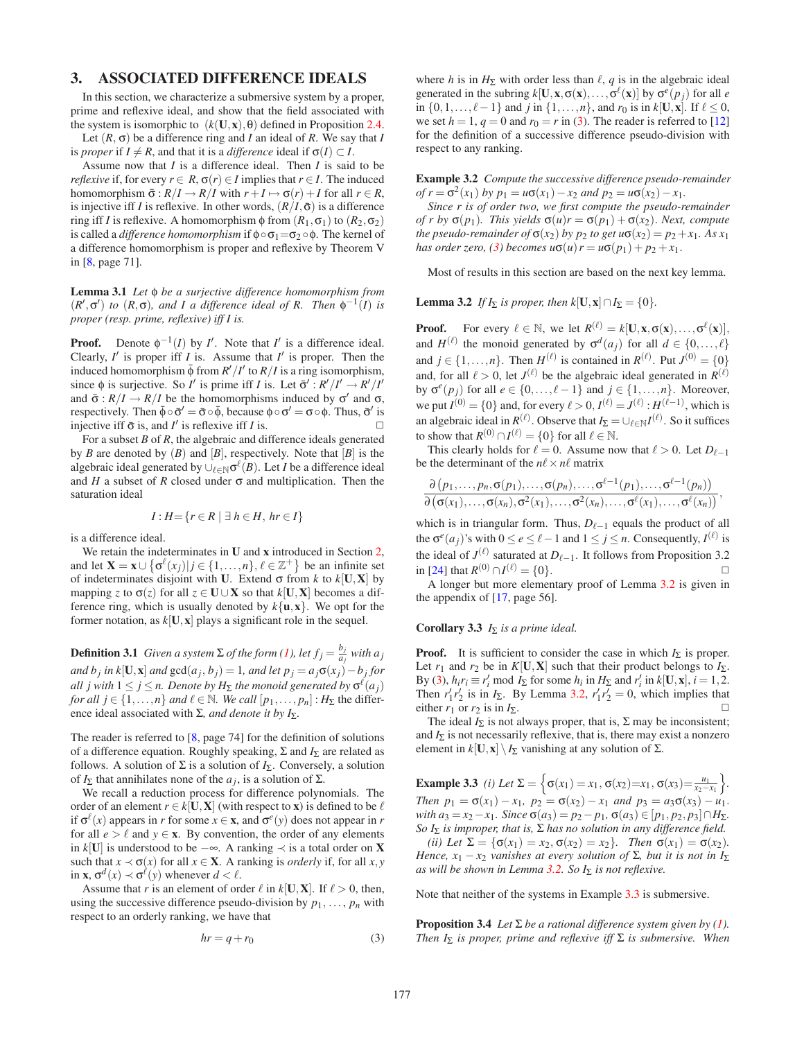## 3. ASSOCIATED DIFFERENCE IDEALS

In this section, we characterize a submersive system by a proper, prime and reflexive ideal, and show that the field associated with the system is isomorphic to $(k(\mathbf{U},\mathbf{x}),\theta)$ defined in Proposition 2.4.

Let $(R,\sigma)$ be a difference ring and $I$ an ideal of $R$. We say that $I$ is *proper* if $I \neq R$, and that it is a *difference* ideal if $\sigma(I) \subset I$.

Assume now that $I$ is a difference ideal. Then $I$ is said to be *reflexive* if, for every $r \in R$, $\sigma(r) \in I$ implies that $r \in I$. The induced homomorphism $\bar{\sigma}: R/I \to R/I$ with $r + I \mapsto \sigma(r) + I$ for all $r \in R$, is injective iff $I$ is reflexive. In other words, $(R/I, \bar{\sigma})$ is a difference ring iff $I$ is reflexive. A homomorphism $\phi$ from $(R_1,\sigma_1)$ to $(R_2,\sigma_2)$ is called a *difference homomorphism* if $\phi\circ\sigma_1 = \sigma_2\circ\phi$. The kernel of a difference homomorphism is proper and reflexive by Theorem V in [8, page 71].

**Lemma 3.1** *Let $\phi$ be a surjective difference homomorphism from $(R',\sigma')$ to $(R,\sigma)$, and $I$ a difference ideal of $R$. Then $\phi^{-1}(I)$ is proper (resp. prime, reflexive) iff $I$ is.*

**Proof.** Denote $\phi^{-1}(I)$ by $I'$. Note that $I'$ is a difference ideal. Clearly, $I'$ is proper iff $I$ is. Assume that $I'$ is proper. Then the induced homomorphism $\bar{\phi}$ from $R'/I'$ to $R/I$ is a ring isomorphism, since $\phi$ is surjective. So $I'$ is prime iff $I$ is. Let $\bar{\sigma}': R'/I' \to R'/I'$ and $\bar{\sigma}: R/I \to R/I$ be the homomorphisms induced by $\sigma'$ and $\sigma$, respectively. Then $\bar{\phi}\circ\bar{\sigma}' = \bar{\sigma}\circ\bar{\phi}$, because $\phi\circ\sigma' = \sigma\circ\phi$. Thus, $\bar{\sigma}'$ is injective iff $\bar{\sigma}$ is, and $I'$ is reflexive iff $I$ is. $\square$

For a subset $B$ of $R$, the algebraic and difference ideals generated by $B$ are denoted by $(B)$ and $[B]$, respectively. Note that $[B]$ is the algebraic ideal generated by $\cup_{\ell\in\mathbb{N}}\sigma^{\ell}(B)$. Let $I$ be a difference ideal and $H$ a subset of $R$ closed under $\sigma$ and multiplication. Then the saturation ideal

$$I : H = \{r \in R \mid \exists\, h \in H,\ hr \in I\}$$

is a difference ideal.

We retain the indeterminates in $\mathbf{U}$ and $\mathbf{x}$ introduced in Section 2, and let $\mathbf{X} = \mathbf{x} \cup \left\{\sigma^{\ell}(x_j) | j \in \{1,\ldots,n\},\ \ell \in \mathbb{Z}^+\right\}$ be an infinite set of indeterminates disjoint with $\mathbf{U}$. Extend $\sigma$ from $k$ to $k[\mathbf{U},\mathbf{X}]$ by mapping $z$ to $\sigma(z)$ for all $z \in \mathbf{U}\cup\mathbf{X}$ so that $k[\mathbf{U},\mathbf{X}]$ becomes a difference ring, which is usually denoted by $k\{\mathbf{u},\mathbf{x}\}$. We opt for the former notation, as $k[\mathbf{U},\mathbf{x}]$ plays a significant role in the sequel.

**Definition 3.1** *Given a system $\Sigma$ of the form (1), let $f_j = \frac{b_j}{a_j}$ with $a_j$ and $b_j$ in $k[\mathbf{U},\mathbf{x}]$ and $\gcd(a_j,b_j) = 1$, and let $p_j = a_j\sigma(x_j) - b_j$ for all $j$ with $1 \le j \le n$. Denote by $H_\Sigma$ the monoid generated by $\sigma^{\ell}(a_j)$ for all $j \in \{1,\ldots,n\}$ and $\ell \in \mathbb{N}$. We call $[p_1,\ldots,p_n] : H_\Sigma$ the difference ideal associated with $\Sigma$, and denote it by $I_\Sigma$.*

The reader is referred to [8, page 74] for the definition of solutions of a difference equation. Roughly speaking, $\Sigma$ and $I_\Sigma$ are related as follows. A solution of $\Sigma$ is a solution of $I_\Sigma$. Conversely, a solution of $I_\Sigma$ that annihilates none of the $a_j$, is a solution of $\Sigma$.

We recall a reduction process for difference polynomials. The order of an element $r \in k[\mathbf{U},\mathbf{X}]$ (with respect to $\mathbf{x}$) is defined to be $\ell$ if $\sigma^{\ell}(x)$ appears in $r$ for some $x \in \mathbf{x}$, and $\sigma^{e}(y)$ does not appear in $r$ for all $e > \ell$ and $y \in \mathbf{x}$. By convention, the order of any elements in $k[\mathbf{U}]$ is understood to be $-\infty$. A ranking $\prec$ is a total order on $\mathbf{X}$ such that $x \prec \sigma(x)$ for all $x \in \mathbf{X}$. A ranking is *orderly* if, for all $x, y$ in $\mathbf{x}$, $\sigma^{d}(x) \prec \sigma^{\ell}(y)$ whenever $d < \ell$.

Assume that $r$ is an element of order $\ell$ in $k[\mathbf{U},\mathbf{X}]$. If $\ell > 0$, then, using the successive difference pseudo-division by $p_1$, ..., $p_n$ with respect to an orderly ranking, we have that

$$hr = q + r_0 \tag{3}$$

where $h$ is in $H_\Sigma$ with order less than $\ell$, $q$ is in the algebraic ideal generated in the subring $k[\mathbf{U},\mathbf{x},\sigma(\mathbf{x}),\ldots,\sigma^{\ell}(\mathbf{x})]$ by $\sigma^{e}(p_j)$ for all $e$ in $\{0,1,\ldots,\ell-1\}$ and $j$ in $\{1,\ldots,n\}$, and $r_0$ is in $k[\mathbf{U},\mathbf{x}]$. If $\ell \le 0$, we set $h = 1$, $q = 0$ and $r_0 = r$ in (3). The reader is referred to [12] for the definition of a successive difference pseudo-division with respect to any ranking.

**Example 3.2** *Compute the successive difference pseudo-remainder of $r = \sigma^2(x_1)$ by $p_1 = u\sigma(x_1) - x_2$ and $p_2 = u\sigma(x_2) - x_1$.*

*Since $r$ is of order two, we first compute the pseudo-remainder of $r$ by $\sigma(p_1)$. This yields $\sigma(u)r = \sigma(p_1) + \sigma(x_2)$. Next, compute the pseudo-remainder of $\sigma(x_2)$ by $p_2$ to get $u\sigma(x_2) = p_2 + x_1$. As $x_1$ has order zero, (3) becomes $u\sigma(u)r = u\sigma(p_1) + p_2 + x_1$.*

Most of results in this section are based on the next key lemma.

**Lemma 3.2** *If $I_\Sigma$ is proper, then $k[\mathbf{U},\mathbf{x}] \cap I_\Sigma = \{0\}$.*

**Proof.** For every $\ell \in \mathbb{N}$, we let $R^{(\ell)} = k[\mathbf{U},\mathbf{x},\sigma(\mathbf{x}),\ldots,\sigma^{\ell}(\mathbf{x})]$, and $H^{(\ell)}$ the monoid generated by $\sigma^{d}(a_j)$ for all $d \in \{0,\ldots,\ell\}$ and $j \in \{1,\ldots,n\}$. Then $H^{(\ell)}$ is contained in $R^{(\ell)}$. Put $J^{(0)} = \{0\}$ and, for all $\ell > 0$, let $J^{(\ell)}$ be the algebraic ideal generated in $R^{(\ell)}$ by $\sigma^{e}(p_j)$ for all $e \in \{0,\ldots,\ell-1\}$ and $j \in \{1,\ldots,n\}$. Moreover, we put $I^{(0)} = \{0\}$ and, for every $\ell > 0$, $I^{(\ell)} = J^{(\ell)} : H^{(\ell-1)}$, which is an algebraic ideal in $R^{(\ell)}$. Observe that $I_\Sigma = \cup_{\ell\in\mathbb{N}} I^{(\ell)}$. So it suffices to show that $R^{(0)} \cap I^{(\ell)} = \{0\}$ for all $\ell \in \mathbb{N}$.

This clearly holds for $\ell = 0$. Assume now that $\ell > 0$. Let $D_{\ell-1}$ be the determinant of the $n\ell \times n\ell$ matrix

$$\frac{\partial\left(p_1,\ldots,p_n,\sigma(p_1),\ldots,\sigma(p_n),\ldots,\sigma^{\ell-1}(p_1),\ldots,\sigma^{\ell-1}(p_n)\right)}{\partial\left(\sigma(x_1),\ldots,\sigma(x_n),\sigma^2(x_1),\ldots,\sigma^2(x_n),\ldots,\sigma^{\ell}(x_1),\ldots,\sigma^{\ell}(x_n)\right)},$$

which is in triangular form. Thus, $D_{\ell-1}$ equals the product of all the $\sigma^{e}(a_j)$'s with $0 \le e \le \ell-1$ and $1 \le j \le n$. Consequently, $I^{(\ell)}$ is the ideal of $J^{(\ell)}$ saturated at $D_{\ell-1}$. It follows from Proposition 3.2 in [24] that $R^{(0)} \cap I^{(\ell)} = \{0\}$. $\square$

A longer but more elementary proof of Lemma 3.2 is given in the appendix of [17, page 56].

**Corollary 3.3** *$I_\Sigma$ is a prime ideal.*

**Proof.** It is sufficient to consider the case in which $I_\Sigma$ is proper. Let $r_1$ and $r_2$ be in $K[\mathbf{U},\mathbf{X}]$ such that their product belongs to $I_\Sigma$. By (3), $h_i r_i \equiv r_i' \mod I_\Sigma$ for some $h_i$ in $H_\Sigma$ and $r_i'$ in $k[\mathbf{U},\mathbf{x}]$, $i = 1,2$. Then $r_1'r_2'$ is in $I_\Sigma$. By Lemma 3.2, $r_1'r_2' = 0$, which implies that either $r_1$ or $r_2$ is in $I_\Sigma$. $\square$

The ideal $I_\Sigma$ is not always proper, that is, $\Sigma$ may be inconsistent; and $I_\Sigma$ is not necessarily reflexive, that is, there may exist a nonzero element in $k[\mathbf{U},\mathbf{x}] \setminus I_\Sigma$ vanishing at any solution of $\Sigma$.

**Example 3.3** *(i) Let $\Sigma = \left\{\sigma(x_1) = x_1,\ \sigma(x_2) = x_1,\ \sigma(x_3) = \frac{u_1}{x_2 - x_1}\right\}$. Then $p_1 = \sigma(x_1) - x_1$, $p_2 = \sigma(x_2) - x_1$ and $p_3 = a_3\sigma(x_3) - u_1$. with $a_3 = x_2 - x_1$. Since $\sigma(a_3) = p_2 - p_1$, $\sigma(a_3) \in [p_1,p_2,p_3] \cap H_\Sigma$. So $I_\Sigma$ is improper, that is, $\Sigma$ has no solution in any difference field.*

*(ii) Let $\Sigma = \{\sigma(x_1) = x_2,\ \sigma(x_2) = x_2\}$. Then $\sigma(x_1) = \sigma(x_2)$. Hence, $x_1 - x_2$ vanishes at every solution of $\Sigma$, but it is not in $I_\Sigma$ as will be shown in Lemma 3.2. So $I_\Sigma$ is not reflexive.*

Note that neither of the systems in Example 3.3 is submersive.

**Proposition 3.4** *Let $\Sigma$ be a rational difference system given by (1). Then $I_\Sigma$ is proper, prime and reflexive iff $\Sigma$ is submersive. When*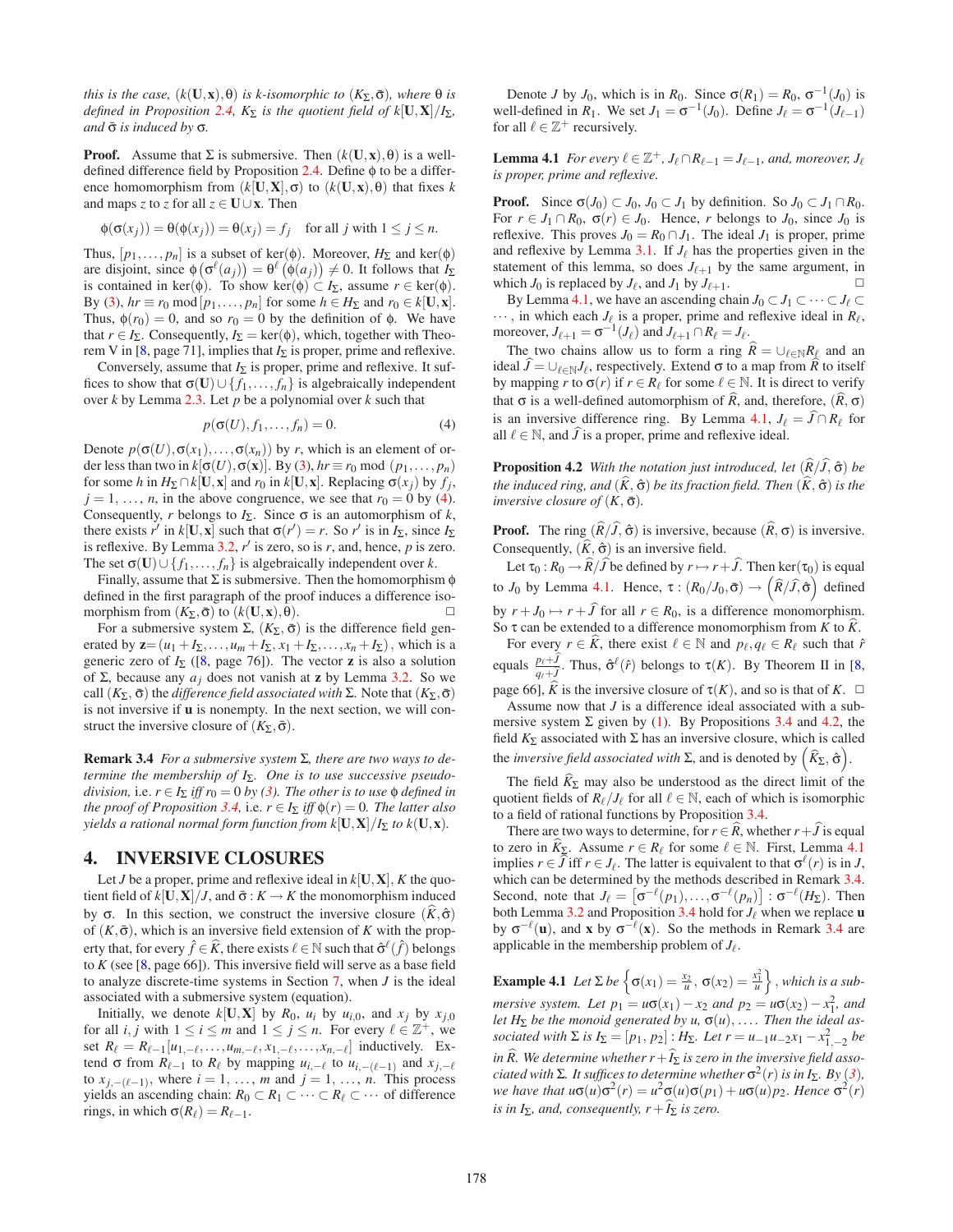*this is the case, $(k(\mathbf{U},\mathbf{x}),\theta)$ is k-isomorphic to $(K_\Sigma,\bar{\sigma})$, where $\theta$ is defined in Proposition 2.4, $K_\Sigma$ is the quotient field of $k[\mathbf{U},\mathbf{X}]/I_\Sigma$, and $\bar{\sigma}$ is induced by $\sigma$.*

**Proof.** Assume that $\Sigma$ is submersive. Then $(k(\mathbf{U},\mathbf{x}),\theta)$ is a well-defined difference field by Proposition 2.4. Define $\phi$ to be a difference homomorphism from $(k[\mathbf{U},\mathbf{X}],\sigma)$ to $(k(\mathbf{U},\mathbf{x}),\theta)$ that fixes $k$ and maps $z$ to $z$ for all $z \in \mathbf{U}\cup\mathbf{x}$. Then

$$\phi(\sigma(x_j)) = \theta(\phi(x_j)) = \theta(x_j) = f_j \quad \text{for all } j \text{ with } 1 \le j \le n.$$

Thus, $[p_1,\ldots,p_n]$ is a subset of $\ker(\phi)$. Moreover, $H_\Sigma$ and $\ker(\phi)$ are disjoint, since $\phi\left(\sigma^\ell(a_j)\right) = \theta^\ell\left(\phi(a_j)\right) \ne 0$. It follows that $I_\Sigma$ is contained in $\ker(\phi)$. To show $\ker(\phi) \subset I_\Sigma$, assume $r \in \ker(\phi)$. By (3), $hr \equiv r_0 \mod [p_1,\ldots,p_n]$ for some $h \in H_\Sigma$ and $r_0 \in k[\mathbf{U},\mathbf{x}]$. Thus, $\phi(r_0) = 0$, and so $r_0 = 0$ by the definition of $\phi$. We have that $r \in I_\Sigma$. Consequently, $I_\Sigma = \ker(\phi)$, which, together with Theorem V in [8, page 71], implies that $I_\Sigma$ is proper, prime and reflexive.

Conversely, assume that $I_\Sigma$ is proper, prime and reflexive. It suffices to show that $\sigma(\mathbf{U})\cup\{f_1,\ldots,f_n\}$ is algebraically independent over $k$ by Lemma 2.3. Let $p$ be a polynomial over $k$ such that

$$p(\sigma(U), f_1,\ldots,f_n) = 0. \tag{4}$$

Denote $p(\sigma(U),\sigma(x_1),\ldots,\sigma(x_n))$ by $r$, which is an element of order less than two in $k[\sigma(U),\sigma(\mathbf{x})]$. By (3), $hr \equiv r_0 \mod (p_1,\ldots,p_n)$ for some $h$ in $H_\Sigma \cap k[\mathbf{U},\mathbf{x}]$ and $r_0$ in $k[\mathbf{U},\mathbf{x}]$. Replacing $\sigma(x_j)$ by $f_j$, $j = 1, \ldots, n$, in the above congruence, we see that $r_0 = 0$ by (4). Consequently, $r$ belongs to $I_\Sigma$. Since $\sigma$ is an automorphism of $k$, there exists $r'$ in $k[\mathbf{U},\mathbf{x}]$ such that $\sigma(r') = r$. So $r'$ is in $I_\Sigma$, since $I_\Sigma$ is reflexive. By Lemma 3.2, $r'$ is zero, so is $r$, and, hence, $p$ is zero. The set $\sigma(\mathbf{U})\cup\{f_1,\ldots,f_n\}$ is algebraically independent over $k$.

Finally, assume that $\Sigma$ is submersive. Then the homomorphism $\phi$ defined in the first paragraph of the proof induces a difference isomorphism from $(K_\Sigma,\bar{\sigma})$ to $(k(\mathbf{U},\mathbf{x}),\theta)$. $\Box$

For a submersive system $\Sigma$, $(K_\Sigma,\bar{\sigma})$ is the difference field generated by $\mathbf{z}=(u_1+I_\Sigma,\ldots,u_m+I_\Sigma,x_1+I_\Sigma,\ldots,x_n+I_\Sigma)$, which is a generic zero of $I_\Sigma$ ([8, page 76]). The vector $\mathbf{z}$ is also a solution of $\Sigma$, because any $a_j$ does not vanish at $\mathbf{z}$ by Lemma 3.2. So we call $(K_\Sigma,\bar{\sigma})$ the *difference field associated with* $\Sigma$. Note that $(K_\Sigma,\bar{\sigma})$ is not inversive if $\mathbf{u}$ is nonempty. In the next section, we will construct the inversive closure of $(K_\Sigma,\bar{\sigma})$.

**Remark 3.4** *For a submersive system $\Sigma$, there are two ways to determine the membership of $I_\Sigma$. One is to use successive pseudo-division, i.e. $r \in I_\Sigma$ iff $r_0 = 0$ by (3). The other is to use $\phi$ defined in the proof of Proposition 3.4, i.e. $r \in I_\Sigma$ iff $\phi(r) = 0$. The latter also yields a rational normal form function from $k[\mathbf{U},\mathbf{X}]/I_\Sigma$ to $k(\mathbf{U},\mathbf{x})$.*

## 4. INVERSIVE CLOSURES

Let $J$ be a proper, prime and reflexive ideal in $k[\mathbf{U},\mathbf{X}]$, $K$ the quotient field of $k[\mathbf{U},\mathbf{X}]/J$, and $\bar{\sigma}: K \to K$ the monomorphism induced by $\sigma$. In this section, we construct the inversive closure $(\widehat{K},\hat{\sigma})$ of $(K,\bar{\sigma})$, which is an inversive field extension of $K$ with the property that, for every $\hat{f} \in \widehat{K}$, there exists $\ell \in \mathbb{N}$ such that $\hat{\sigma}^\ell(\hat{f})$ belongs to $K$ (see [8, page 66]). This inversive field will serve as a base field to analyze discrete-time systems in Section 7, when $J$ is the ideal associated with a submersive system (equation).

Initially, we denote $k[\mathbf{U},\mathbf{X}]$ by $R_0$, $u_i$ by $u_{i,0}$, and $x_j$ by $x_{j,0}$ for all $i,j$ with $1 \le i \le m$ and $1 \le j \le n$. For every $\ell \in \mathbb{Z}^+$, we set $R_\ell = R_{\ell-1}[u_{1,-\ell},\ldots,u_{m,-\ell},x_{1,-\ell},\ldots,x_{n,-\ell}]$ inductively. Extend $\sigma$ from $R_{\ell-1}$ to $R_\ell$ by mapping $u_{i,-\ell}$ to $u_{i,-(\ell-1)}$ and $x_{j,-\ell}$ to $x_{j,-(\ell-1)}$, where $i = 1, \ldots, m$ and $j = 1, \ldots, n$. This process yields an ascending chain: $R_0 \subset R_1 \subset \cdots \subset R_\ell \subset \cdots$ of difference rings, in which $\sigma(R_\ell) = R_{\ell-1}$.

Denote $J$ by $J_0$, which is in $R_0$. Since $\sigma(R_1) = R_0$, $\sigma^{-1}(J_0)$ is well-defined in $R_1$. We set $J_1 = \sigma^{-1}(J_0)$. Define $J_\ell = \sigma^{-1}(J_{\ell-1})$ for all $\ell \in \mathbb{Z}^+$ recursively.

**Lemma 4.1** *For every $\ell \in \mathbb{Z}^+$, $J_\ell \cap R_{\ell-1} = J_{\ell-1}$, and, moreover, $J_\ell$ is proper, prime and reflexive.*

**Proof.** Since $\sigma(J_0) \subset J_0$, $J_0 \subset J_1$ by definition. So $J_0 \subset J_1 \cap R_0$. For $r \in J_1 \cap R_0$, $\sigma(r) \in J_0$. Hence, $r$ belongs to $J_0$, since $J_0$ is reflexive. This proves $J_0 = R_0 \cap J_1$. The ideal $J_1$ is proper, prime and reflexive by Lemma 3.1. If $J_\ell$ has the properties given in the statement of this lemma, so does $J_{\ell+1}$ by the same argument, in which $J_0$ is replaced by $J_\ell$, and $J_1$ by $J_{\ell+1}$. $\Box$

By Lemma 4.1, we have an ascending chain $J_0 \subset J_1 \subset \cdots \subset J_\ell \subset \cdots$, in which each $J_\ell$ is a proper, prime and reflexive ideal in $R_\ell$, moreover, $J_{\ell+1} = \sigma^{-1}(J_\ell)$ and $J_{\ell+1} \cap R_\ell = J_\ell$.

The two chains allow us to form a ring $\widehat{R} = \cup_{\ell\in\mathbb{N}} R_\ell$ and an ideal $\widehat{J} = \cup_{\ell\in\mathbb{N}} J_\ell$, respectively. Extend $\sigma$ to a map from $\widehat{R}$ to itself by mapping $r$ to $\sigma(r)$ if $r \in R_\ell$ for some $\ell \in \mathbb{N}$. It is direct to verify that $\sigma$ is a well-defined automorphism of $\widehat{R}$, and, therefore, $(\widehat{R},\sigma)$ is an inversive difference ring. By Lemma 4.1, $J_\ell = \widehat{J} \cap R_\ell$ for all $\ell \in \mathbb{N}$, and $\widehat{J}$ is a proper, prime and reflexive ideal.

**Proposition 4.2** *With the notation just introduced, let $(\widehat{R}/\widehat{J},\hat{\sigma})$ be the induced ring, and $(\widehat{K},\hat{\sigma})$ be its fraction field. Then $(\widehat{K},\hat{\sigma})$ is the inversive closure of $(K,\bar{\sigma})$.*

**Proof.** The ring $(\widehat{R}/\widehat{J},\hat{\sigma})$ is inversive, because $(\widehat{R},\sigma)$ is inversive. Consequently, $(\widehat{K},\hat{\sigma})$ is an inversive field.

Let $\tau_0: R_0 \to \widehat{R}/\widehat{J}$ be defined by $r \mapsto r + \widehat{J}$. Then $\ker(\tau_0)$ is equal to $J_0$ by Lemma 4.1. Hence, $\tau: (R_0/J_0,\bar{\sigma}) \to \left(\widehat{R}/\widehat{J},\hat{\sigma}\right)$ defined by $r + J_0 \mapsto r + \widehat{J}$ for all $r \in R_0$, is a difference monomorphism. So $\tau$ can be extended to a difference monomorphism from $K$ to $\widehat{K}$.

For every $\hat{r} \in \widehat{K}$, there exist $\ell \in \mathbb{N}$ and $p_\ell, q_\ell \in R_\ell$ such that $\hat{r}$ equals $\frac{p_\ell+\widehat{J}}{q_\ell+\widehat{J}}$. Thus, $\hat{\sigma}^\ell(\hat{r})$ belongs to $\tau(K)$. By Theorem II in [8, page 66], $\widehat{K}$ is the inversive closure of $\tau(K)$, and so is that of $K$. $\Box$

Assume now that $J$ is a difference ideal associated with a submersive system $\Sigma$ given by (1). By Propositions 3.4 and 4.2, the field $K_\Sigma$ associated with $\Sigma$ has an inversive closure, which is called the *inversive field associated with* $\Sigma$, and is denoted by $\left(\widehat{K}_\Sigma,\hat{\sigma}\right)$.

The field $\widehat{K}_\Sigma$ may also be understood as the direct limit of the quotient fields of $R_\ell/J_\ell$ for all $\ell \in \mathbb{N}$, each of which is isomorphic to a field of rational functions by Proposition 3.4.

There are two ways to determine, for $r \in \widehat{R}$, whether $r + \widehat{J}$ is equal to zero in $\widehat{K}_\Sigma$. Assume $r \in R_\ell$ for some $\ell \in \mathbb{N}$. First, Lemma 4.1 implies $r \in \widehat{J}$ iff $r \in J_\ell$. The latter is equivalent to that $\sigma^\ell(r)$ is in $J$, which can be determined by the methods described in Remark 3.4. Second, note that $J_\ell = \left[\sigma^{-\ell}(p_1),\ldots,\sigma^{-\ell}(p_n)\right] : \sigma^{-\ell}(H_\Sigma)$. Then both Lemma 3.2 and Proposition 3.4 hold for $J_\ell$ when we replace $\mathbf{u}$ by $\sigma^{-\ell}(\mathbf{u})$, and $\mathbf{x}$ by $\sigma^{-\ell}(\mathbf{x})$. So the methods in Remark 3.4 are applicable in the membership problem of $J_\ell$.

**Example 4.1** *Let $\Sigma$ be $\left\{\sigma(x_1) = \frac{x_2}{u},\ \sigma(x_2) = \frac{x_1^2}{u}\right\}$, which is a submersive system. Let $p_1 = u\sigma(x_1) - x_2$ and $p_2 = u\sigma(x_2) - x_1^2$, and let $H_\Sigma$ be the monoid generated by $u$, $\sigma(u)$, .... Then the ideal associated with $\Sigma$ is $I_\Sigma = [p_1, p_2] : H_\Sigma$. Let $r = u_{-1}u_{-2}x_1 - x_{1,-2}^2$ be in $\widehat{R}$. We determine whether $r + \widehat{I}_\Sigma$ is zero in the inversive field associated with $\Sigma$. It suffices to determine whether $\sigma^2(r)$ is in $I_\Sigma$. By (3), we have that $u\sigma(u)\sigma^2(r) = u^2\sigma(u)\sigma(p_1) + u\sigma(u)p_2$. Hence $\sigma^2(r)$ is in $I_\Sigma$, and, consequently, $r + \widehat{I}_\Sigma$ is zero.*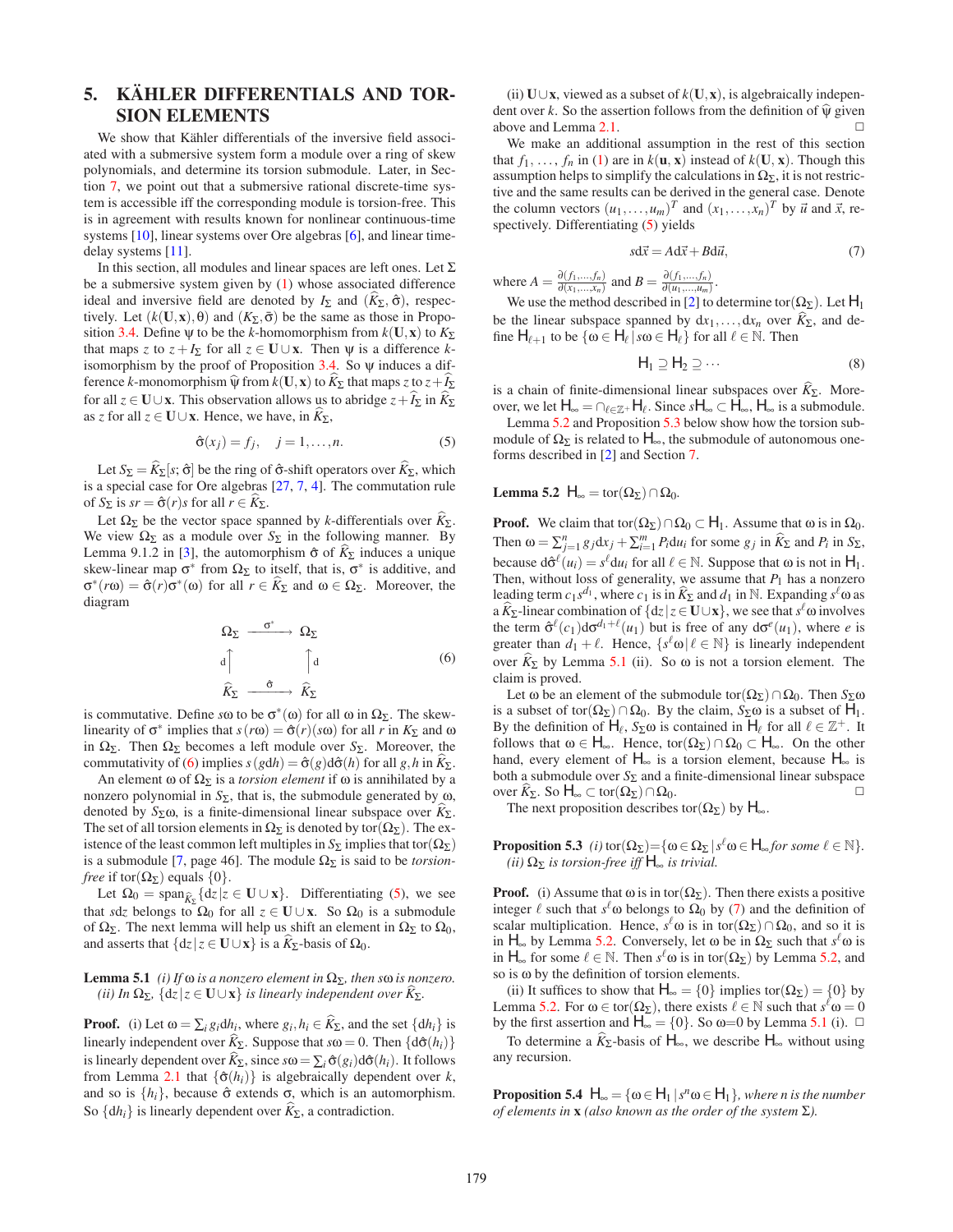## 5. KÄHLER DIFFERENTIALS AND TORSION ELEMENTS

We show that Kähler differentials of the inversive field associated with a submersive system form a module over a ring of skew polynomials, and determine its torsion submodule. Later, in Section 7, we point out that a submersive rational discrete-time system is accessible iff the corresponding module is torsion-free. This is in agreement with results known for nonlinear continuous-time systems [10], linear systems over Ore algebras [6], and linear time-delay systems [11].

In this section, all modules and linear spaces are left ones. Let $\Sigma$ be a submersive system given by (1) whose associated difference ideal and inversive field are denoted by $I_\Sigma$ and $(\widehat{K}_\Sigma, \hat{\sigma})$, respectively. Let $(k(\mathbf{U},\mathbf{x}),\theta)$ and $(K_\Sigma, \bar{\sigma})$ be the same as those in Proposition 3.4. Define $\psi$ to be the $k$-homomorphism from $k(\mathbf{U},\mathbf{x})$ to $K_\Sigma$ that maps $z$ to $z + I_\Sigma$ for all $z \in \mathbf{U} \cup \mathbf{x}$. Then $\psi$ is a difference $k$-isomorphism by the proof of Proposition 3.4. So $\psi$ induces a difference $k$-monomorphism $\widehat{\psi}$ from $k(\mathbf{U},\mathbf{x})$ to $\widehat{K}_\Sigma$ that maps $z$ to $z + \widehat{I}_\Sigma$ for all $z \in \mathbf{U} \cup \mathbf{x}$. This observation allows us to abridge $z + \widehat{I}_\Sigma$ in $\widehat{K}_\Sigma$ as $z$ for all $z \in \mathbf{U} \cup \mathbf{x}$. Hence, we have, in $\widehat{K}_\Sigma$,

$$\hat{\sigma}(x_j) = f_j, \quad j = 1, \ldots, n. \tag{5}$$

Let $S_\Sigma = \widehat{K}_\Sigma[s; \hat{\sigma}]$ be the ring of $\hat{\sigma}$-shift operators over $\widehat{K}_\Sigma$, which is a special case for Ore algebras [27, 7, 4]. The commutation rule of $S_\Sigma$ is $sr = \hat{\sigma}(r)s$ for all $r \in \widehat{K}_\Sigma$.

Let $\Omega_\Sigma$ be the vector space spanned by $k$-differentials over $\widehat{K}_\Sigma$. We view $\Omega_\Sigma$ as a module over $S_\Sigma$ in the following manner. By Lemma 9.1.2 in [3], the automorphism $\hat{\sigma}$ of $\widehat{K}_\Sigma$ induces a unique skew-linear map $\sigma^*$ from $\Omega_\Sigma$ to itself, that is, $\sigma^*$ is additive, and $\sigma^*(r\omega) = \hat{\sigma}(r)\sigma^*(\omega)$ for all $r \in \widehat{K}_\Sigma$ and $\omega \in \Omega_\Sigma$. Moreover, the diagram

$$\begin{array}{ccc} \Omega_\Sigma & \xrightarrow{\ \sigma^*\ } & \Omega_\Sigma \\ {\scriptstyle d}\uparrow & & \uparrow{\scriptstyle d} \\ \widehat{K}_\Sigma & \xrightarrow{\ \hat{\sigma}\ } & \widehat{K}_\Sigma \end{array} \tag{6}$$

is commutative. Define $s\omega$ to be $\sigma^*(\omega)$ for all $\omega$ in $\Omega_\Sigma$. The skew-linearity of $\sigma^*$ implies that $s(r\omega) = \hat{\sigma}(r)(s\omega)$ for all $r$ in $K_\Sigma$ and $\omega$ in $\Omega_\Sigma$. Then $\Omega_\Sigma$ becomes a left module over $S_\Sigma$. Moreover, the commutativity of (6) implies $s(g\mathrm{d}h) = \hat{\sigma}(g)\mathrm{d}\hat{\sigma}(h)$ for all $g, h$ in $\widehat{K}_\Sigma$.

An element $\omega$ of $\Omega_\Sigma$ is a *torsion element* if $\omega$ is annihilated by a nonzero polynomial in $S_\Sigma$, that is, the submodule generated by $\omega$, denoted by $S_\Sigma\omega$, is a finite-dimensional linear subspace over $\widehat{K}_\Sigma$. The set of all torsion elements in $\Omega_\Sigma$ is denoted by $\mathrm{tor}(\Omega_\Sigma)$. The existence of the least common left multiples in $S_\Sigma$ implies that $\mathrm{tor}(\Omega_\Sigma)$ is a submodule [7, page 46]. The module $\Omega_\Sigma$ is said to be *torsion-free* if $\mathrm{tor}(\Omega_\Sigma)$ equals $\{0\}$.

Let $\Omega_0 = \mathrm{span}_{\widehat{K}_\Sigma}\{\mathrm{d}z \,|\, z \in \mathbf{U} \cup \mathbf{x}\}$. Differentiating (5), we see that $s\mathrm{d}z$ belongs to $\Omega_0$ for all $z \in \mathbf{U} \cup \mathbf{x}$. So $\Omega_0$ is a submodule of $\Omega_\Sigma$. The next lemma will help us shift an element in $\Omega_\Sigma$ to $\Omega_0$, and asserts that $\{\mathrm{d}z \,|\, z \in \mathbf{U} \cup \mathbf{x}\}$ is a $\widehat{K}_\Sigma$-basis of $\Omega_0$.

**Lemma 5.1** *(i) If $\omega$ is a nonzero element in $\Omega_\Sigma$, then $s\omega$ is nonzero. (ii) In $\Omega_\Sigma$, $\{\mathrm{d}z \,|\, z \in \mathbf{U} \cup \mathbf{x}\}$ is linearly independent over $\widehat{K}_\Sigma$.*

**Proof.** (i) Let $\omega = \sum_i g_i \mathrm{d}h_i$, where $g_i, h_i \in \widehat{K}_\Sigma$, and the set $\{\mathrm{d}h_i\}$ is linearly independent over $\widehat{K}_\Sigma$. Suppose that $s\omega = 0$. Then $\{\mathrm{d}\hat{\sigma}(h_i)\}$ is linearly dependent over $\widehat{K}_\Sigma$, since $s\omega = \sum_i \hat{\sigma}(g_i)\mathrm{d}\hat{\sigma}(h_i)$. It follows from Lemma 2.1 that $\{\hat{\sigma}(h_i)\}$ is algebraically dependent over $k$, and so is $\{h_i\}$, because $\hat{\sigma}$ extends $\sigma$, which is an automorphism. So $\{\mathrm{d}h_i\}$ is linearly dependent over $\widehat{K}_\Sigma$, a contradiction.

(ii) $\mathbf{U} \cup \mathbf{x}$, viewed as a subset of $k(\mathbf{U},\mathbf{x})$, is algebraically independent over $k$. So the assertion follows from the definition of $\widehat{\psi}$ given above and Lemma 2.1. $\square$

We make an additional assumption in the rest of this section that $f_1, \ldots, f_n$ in (1) are in $k(\mathbf{u},\mathbf{x})$ instead of $k(\mathbf{U},\mathbf{x})$. Though this assumption helps to simplify the calculations in $\Omega_\Sigma$, it is not restrictive and the same results can be derived in the general case. Denote the column vectors $(u_1, \ldots, u_m)^T$ and $(x_1, \ldots, x_n)^T$ by $\vec{u}$ and $\vec{x}$, respectively. Differentiating (5) yields

$$s\mathrm{d}\vec{x} = A\mathrm{d}\vec{x} + B\mathrm{d}\vec{u}, \tag{7}$$

where $A = \frac{\partial(f_1,\ldots,f_n)}{\partial(x_1,\ldots,x_n)}$ and $B = \frac{\partial(f_1,\ldots,f_n)}{\partial(u_1,\ldots,u_m)}$.

We use the method described in [2] to determine $\mathrm{tor}(\Omega_\Sigma)$. Let $\mathsf{H}_1$ be the linear subspace spanned by $\mathrm{d}x_1, \ldots, \mathrm{d}x_n$ over $\widehat{K}_\Sigma$, and define $\mathsf{H}_{\ell+1}$ to be $\{\omega \in \mathsf{H}_\ell \,|\, s\omega \in \mathsf{H}_\ell\}$ for all $\ell \in \mathbb{N}$. Then

$$\mathsf{H}_1 \supseteq \mathsf{H}_2 \supseteq \cdots \tag{8}$$

is a chain of finite-dimensional linear subspaces over $\widehat{K}_\Sigma$. Moreover, we let $\mathsf{H}_\infty = \cap_{\ell \in \mathbb{Z}^+} \mathsf{H}_\ell$. Since $s\mathsf{H}_\infty \subset \mathsf{H}_\infty$, $\mathsf{H}_\infty$ is a submodule.

Lemma 5.2 and Proposition 5.3 below show how the torsion submodule of $\Omega_\Sigma$ is related to $\mathsf{H}_\infty$, the submodule of autonomous one-forms described in [2] and Section 7.

**Lemma 5.2** $\mathsf{H}_\infty = \mathrm{tor}(\Omega_\Sigma) \cap \Omega_0$.

**Proof.** We claim that $\mathrm{tor}(\Omega_\Sigma) \cap \Omega_0 \subset \mathsf{H}_1$. Assume that $\omega$ is in $\Omega_0$. Then $\omega = \sum_{j=1}^n g_j \mathrm{d}x_j + \sum_{i=1}^m P_i \mathrm{d}u_i$ for some $g_j$ in $\widehat{K}_\Sigma$ and $P_i$ in $S_\Sigma$, because $\mathrm{d}\hat{\sigma}^\ell(u_i) = s^\ell \mathrm{d}u_i$ for all $\ell \in \mathbb{N}$. Suppose that $\omega$ is not in $\mathsf{H}_1$. Then, without loss of generality, we assume that $P_1$ has a nonzero leading term $c_1 s^{d_1}$, where $c_1$ is in $\widehat{K}_\Sigma$ and $d_1$ in $\mathbb{N}$. Expanding $s^\ell\omega$ as a $\widehat{K}_\Sigma$-linear combination of $\{\mathrm{d}z \,|\, z \in \mathbf{U} \cup \mathbf{x}\}$, we see that $s^\ell\omega$ involves the term $\hat{\sigma}^\ell(c_1)\mathrm{d}\sigma^{d_1+\ell}(u_1)$ but is free of any $\mathrm{d}\sigma^e(u_1)$, where $e$ is greater than $d_1 + \ell$. Hence, $\{s^\ell\omega \,|\, \ell \in \mathbb{N}\}$ is linearly independent over $\widehat{K}_\Sigma$ by Lemma 5.1 (ii). So $\omega$ is not a torsion element. The claim is proved.

Let $\omega$ be an element of the submodule $\mathrm{tor}(\Omega_\Sigma) \cap \Omega_0$. Then $S_\Sigma\omega$ is a subset of $\mathrm{tor}(\Omega_\Sigma) \cap \Omega_0$. By the claim, $S_\Sigma\omega$ is a subset of $\mathsf{H}_1$. By the definition of $\mathsf{H}_\ell$, $S_\Sigma\omega$ is contained in $\mathsf{H}_\ell$ for all $\ell \in \mathbb{Z}^+$. It follows that $\omega \in \mathsf{H}_\infty$. Hence, $\mathrm{tor}(\Omega_\Sigma) \cap \Omega_0 \subset \mathsf{H}_\infty$. On the other hand, every element of $\mathsf{H}_\infty$ is a torsion element, because $\mathsf{H}_\infty$ is both a submodule over $S_\Sigma$ and a finite-dimensional linear subspace over $\widehat{K}_\Sigma$. So $\mathsf{H}_\infty \subset \mathrm{tor}(\Omega_\Sigma) \cap \Omega_0$. $\square$

The next proposition describes $\mathrm{tor}(\Omega_\Sigma)$ by $\mathsf{H}_\infty$.

**Proposition 5.3** *(i) $\mathrm{tor}(\Omega_\Sigma) = \{\omega \in \Omega_\Sigma \,|\, s^\ell\omega \in \mathsf{H}_\infty$ for some $\ell \in \mathbb{N}\}$. (ii) $\Omega_\Sigma$ is torsion-free iff $\mathsf{H}_\infty$ is trivial.*

**Proof.** (i) Assume that $\omega$ is in $\mathrm{tor}(\Omega_\Sigma)$. Then there exists a positive integer $\ell$ such that $s^\ell\omega$ belongs to $\Omega_0$ by (7) and the definition of scalar multiplication. Hence, $s^\ell\omega$ is in $\mathrm{tor}(\Omega_\Sigma) \cap \Omega_0$, and so it is in $\mathsf{H}_\infty$ by Lemma 5.2. Conversely, let $\omega$ be in $\Omega_\Sigma$ such that $s^\ell\omega$ is in $\mathsf{H}_\infty$ for some $\ell \in \mathbb{N}$. Then $s^\ell\omega$ is in $\mathrm{tor}(\Omega_\Sigma)$ by Lemma 5.2, and so is $\omega$ by the definition of torsion elements.

(ii) It suffices to show that $\mathsf{H}_\infty = \{0\}$ implies $\mathrm{tor}(\Omega_\Sigma) = \{0\}$ by Lemma 5.2. For $\omega \in \mathrm{tor}(\Omega_\Sigma)$, there exists $\ell \in \mathbb{N}$ such that $s^\ell\omega = 0$ by the first assertion and $\mathsf{H}_\infty = \{0\}$. So $\omega = 0$ by Lemma 5.1 (i). $\square$

To determine a $\widehat{K}_\Sigma$-basis of $\mathsf{H}_\infty$, we describe $\mathsf{H}_\infty$ without using any recursion.

**Proposition 5.4** $\mathsf{H}_\infty = \{\omega \in \mathsf{H}_1 \,|\, s^n\omega \in \mathsf{H}_1\}$*, where $n$ is the number of elements in $\mathbf{x}$ (also known as the order of the system $\Sigma$).*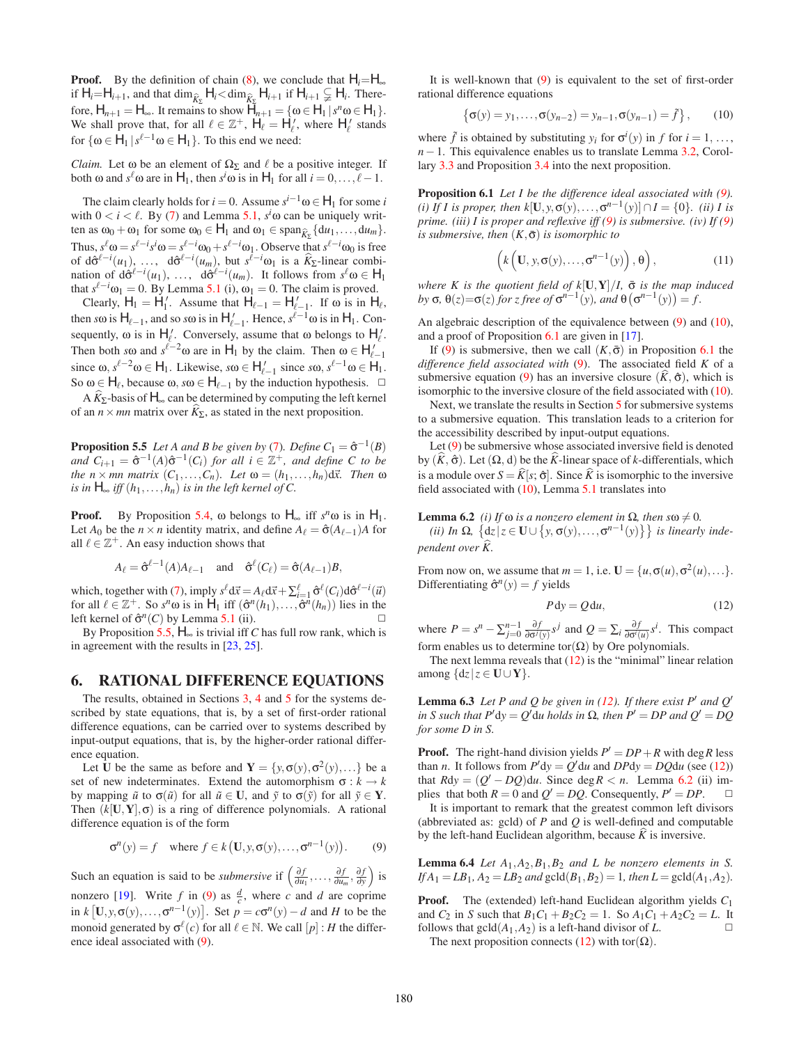**Proof.** By the definition of chain (8), we conclude that $\mathsf{H}_i = \mathsf{H}_\infty$ if $\mathsf{H}_i = \mathsf{H}_{i+1}$, and that $\dim_{\widehat{K}_\Sigma} \mathsf{H}_i < \dim_{\widehat{K}_\Sigma} \mathsf{H}_{i+1}$ if $\mathsf{H}_{i+1} \subsetneq \mathsf{H}_i$. Therefore, $\mathsf{H}_{n+1} = \mathsf{H}_\infty$. It remains to show $\mathsf{H}_{n+1} = \{\omega \in \mathsf{H}_1 \,|\, s^n\omega \in \mathsf{H}_1\}$. We shall prove that, for all $\ell \in \mathbb{Z}^+$, $\mathsf{H}_\ell = \mathsf{H}'_\ell$, where $\mathsf{H}'_\ell$ stands for $\{\omega \in \mathsf{H}_1 \,|\, s^{\ell-1}\omega \in \mathsf{H}_1\}$. To this end we need:

*Claim.* Let $\omega$ be an element of $\Omega_\Sigma$ and $\ell$ be a positive integer. If both $\omega$ and $s^\ell\omega$ are in $\mathsf{H}_1$, then $s^i\omega$ is in $\mathsf{H}_1$ for $i = 0, \ldots, \ell-1$.

The claim clearly holds for $i = 0$. Assume $s^{i-1}\omega \in \mathsf{H}_1$ for some $i$ with $0 < i < \ell$. By (7) and Lemma 5.1, $s^i\omega$ can be uniquely written as $\omega_0 + \omega_1$ for some $\omega_0 \in \mathsf{H}_1$ and $\omega_1 \in \mathrm{span}_{\widehat{K}_\Sigma}\{\mathrm{d}u_1, \ldots, \mathrm{d}u_m\}$. Thus, $s^\ell\omega = s^{\ell-i}s^i\omega = s^{\ell-i}\omega_0 + s^{\ell-i}\omega_1$. Observe that $s^{\ell-i}\omega_0$ is free of $\mathrm{d}\hat{\sigma}^{\ell-i}(u_1), \ldots, \mathrm{d}\hat{\sigma}^{\ell-i}(u_m)$, but $s^{\ell-i}\omega_1$ is a $\widehat{K}_\Sigma$-linear combination of $\mathrm{d}\hat{\sigma}^{\ell-i}(u_1), \ldots, \mathrm{d}\hat{\sigma}^{\ell-i}(u_m)$. It follows from $s^\ell\omega \in \mathsf{H}_1$ that $s^{\ell-i}\omega_1 = 0$. By Lemma 5.1 (i), $\omega_1 = 0$. The claim is proved.

Clearly, $\mathsf{H}_1 = \mathsf{H}'_1$. Assume that $\mathsf{H}_{\ell-1} = \mathsf{H}'_{\ell-1}$. If $\omega$ is in $\mathsf{H}_\ell$, then $s\omega$ is $\mathsf{H}_{\ell-1}$, and so $s\omega$ is in $\mathsf{H}'_{\ell-1}$. Hence, $s^{\ell-1}\omega$ is in $\mathsf{H}_1$. Consequently, $\omega$ is in $\mathsf{H}'_\ell$. Conversely, assume that $\omega$ belongs to $\mathsf{H}'_\ell$. Then both $s\omega$ and $s^{\ell-2}\omega$ are in $\mathsf{H}_1$ by the claim. Then $\omega \in \mathsf{H}'_{\ell-1}$ since $\omega, s^{\ell-2}\omega \in \mathsf{H}_1$. Likewise, $s\omega \in \mathsf{H}'_{\ell-1}$ since $s\omega, s^{\ell-1}\omega \in \mathsf{H}_1$. So $\omega \in \mathsf{H}_\ell$, because $\omega, s\omega \in \mathsf{H}_{\ell-1}$ by the induction hypothesis. $\square$

A $\widehat{K}_\Sigma$-basis of $\mathsf{H}_\infty$ can be determined by computing the left kernel of an $n \times mn$ matrix over $\widehat{K}_\Sigma$, as stated in the next proposition.

**Proposition 5.5** *Let $A$ and $B$ be given by (7). Define $C_1 = \hat{\sigma}^{-1}(B)$ and $C_{i+1} = \hat{\sigma}^{-1}(A)\hat{\sigma}^{-1}(C_i)$ for all $i \in \mathbb{Z}^+$, and define $C$ to be the $n \times mn$ matrix $(C_1, \ldots, C_n)$. Let $\omega = (h_1, \ldots, h_n)\mathrm{d}\vec{x}$. Then $\omega$ is in $\mathsf{H}_\infty$ iff $(h_1, \ldots, h_n)$ is in the left kernel of $C$.*

**Proof.** By Proposition 5.4, $\omega$ belongs to $\mathsf{H}_\infty$ iff $s^n\omega$ is in $\mathsf{H}_1$. Let $A_0$ be the $n \times n$ identity matrix, and define $A_\ell = \hat{\sigma}(A_{\ell-1})A$ for all $\ell \in \mathbb{Z}^+$. An easy induction shows that

$$A_\ell = \hat{\sigma}^{\ell-1}(A)A_{\ell-1} \quad \text{and} \quad \hat{\sigma}^\ell(C_\ell) = \hat{\sigma}(A_{\ell-1})B,$$

which, together with (7), imply $s^\ell\mathrm{d}\vec{x} = A_\ell\mathrm{d}\vec{x} + \sum_{i=1}^{\ell}\hat{\sigma}^\ell(C_i)\mathrm{d}\hat{\sigma}^{\ell-i}(\vec{u})$ for all $\ell \in \mathbb{Z}^+$. So $s^n\omega$ is in $\mathsf{H}_1$ iff $(\hat{\sigma}^n(h_1), \ldots, \hat{\sigma}^n(h_n))$ lies in the left kernel of $\hat{\sigma}^n(C)$ by Lemma 5.1 (ii). $\square$

By Proposition 5.5, $\mathsf{H}_\infty$ is trivial iff $C$ has full row rank, which is in agreement with the results in [23, 25].

## 6. RATIONAL DIFFERENCE EQUATIONS

The results, obtained in Sections 3, 4 and 5 for the systems described by state equations, that is, by a set of first-order rational difference equations, can be carried over to systems described by input-output equations, that is, by the higher-order rational difference equation.

Let $\mathbf{U}$ be the same as before and $\mathbf{Y} = \{y, \sigma(y), \sigma^2(y), \ldots\}$ be a set of new indeterminates. Extend the automorphism $\sigma : k \to k$ by mapping $\tilde{u}$ to $\sigma(\tilde{u})$ for all $\tilde{u} \in \mathbf{U}$, and $\tilde{y}$ to $\sigma(\tilde{y})$ for all $\tilde{y} \in \mathbf{Y}$. Then $(k[\mathbf{U}, \mathbf{Y}], \sigma)$ is a ring of difference polynomials. A rational difference equation is of the form

$$\sigma^n(y) = f \quad \text{where } f \in k\left(\mathbf{U}, y, \sigma(y), \ldots, \sigma^{n-1}(y)\right). \tag{9}$$

Such an equation is said to be *submersive* if $\left(\frac{\partial f}{\partial u_1}, \ldots, \frac{\partial f}{\partial u_m}, \frac{\partial f}{\partial y}\right)$ is nonzero [19]. Write $f$ in (9) as $\frac{c}{d}$, where $c$ and $d$ are coprime in $k\left[\mathbf{U}, y, \sigma(y), \ldots, \sigma^{n-1}(y)\right]$. Set $p = c\sigma^n(y) - d$ and $H$ to be the monoid generated by $\sigma^\ell(c)$ for all $\ell \in \mathbb{N}$. We call $[p] : H$ the difference ideal associated with (9).

It is well-known that (9) is equivalent to the set of first-order rational difference equations

$$\left\{\sigma(y) = y_1, \ldots, \sigma(y_{n-2}) = y_{n-1}, \sigma(y_{n-1}) = \tilde{f}\right\}, \tag{10}$$

where $\tilde{f}$ is obtained by substituting $y_i$ for $\sigma^i(y)$ in $f$ for $i = 1, \ldots, n-1$. This equivalence enables us to translate Lemma 3.2, Corollary 3.3 and Proposition 3.4 into the next proposition.

**Proposition 6.1** *Let $I$ be the difference ideal associated with (9). (i) If $I$ is proper, then $k[\mathbf{U}, y, \sigma(y), \ldots, \sigma^{n-1}(y)] \cap I = \{0\}$. (ii) $I$ is prime. (iii) $I$ is proper and reflexive iff (9) is submersive. (iv) If (9) is submersive, then $(K, \bar{\sigma})$ is isomorphic to*

$$\left(k\left(\mathbf{U}, y, \sigma(y), \ldots, \sigma^{n-1}(y)\right), \theta\right), \tag{11}$$

*where $K$ is the quotient field of $k[\mathbf{U}, \mathbf{Y}]/I$, $\bar{\sigma}$ is the map induced by $\sigma$, $\theta(z) = \sigma(z)$ for $z$ free of $\sigma^{n-1}(y)$, and $\theta\left(\sigma^{n-1}(y)\right) = f$.*

An algebraic description of the equivalence between (9) and (10), and a proof of Proposition 6.1 are given in [17].

If (9) is submersive, then we call $(K, \bar{\sigma})$ in Proposition 6.1 the *difference field associated with* (9). The associated field $K$ of a submersive equation (9) has an inversive closure $(\widehat{K}, \hat{\sigma})$, which is isomorphic to the inversive closure of the field associated with (10).

Next, we translate the results in Section 5 for submersive systems to a submersive equation. This translation leads to a criterion for the accessibility described by input-output equations.

Let (9) be submersive whose associated inversive field is denoted by $(\widehat{K}, \hat{\sigma})$. Let $(\Omega, \mathrm{d})$ be the $\widehat{K}$-linear space of $k$-differentials, which is a module over $S = \widehat{K}[s; \hat{\sigma}]$. Since $\widehat{K}$ is isomorphic to the inversive field associated with (10), Lemma 5.1 translates into

**Lemma 6.2** *(i) If $\omega$ is a nonzero element in $\Omega$, then $s\omega \neq 0$.*
*(ii) In $\Omega$, $\left\{\mathrm{d}z \,|\, z \in \mathbf{U} \cup \left\{y, \sigma(y), \ldots, \sigma^{n-1}(y)\right\}\right\}$ is linearly independent over $\widehat{K}$.*

From now on, we assume that $m = 1$, i.e. $\mathbf{U} = \{u, \sigma(u), \sigma^2(u), \ldots\}$. Differentiating $\hat{\sigma}^n(y) = f$ yields

$$P\,\mathrm{d}y = Q\,\mathrm{d}u, \tag{12}$$

where $P = s^n - \sum_{j=0}^{n-1}\frac{\partial f}{\partial\sigma^j(y)}s^j$ and $Q = \sum_i \frac{\partial f}{\partial\sigma^i(u)}s^i$. This compact form enables us to determine $\mathrm{tor}(\Omega)$ by Ore polynomials.

The next lemma reveals that (12) is the "minimal" linear relation among $\{\mathrm{d}z \,|\, z \in \mathbf{U} \cup \mathbf{Y}\}$.

**Lemma 6.3** *Let $P$ and $Q$ be given in (12). If there exist $P'$ and $Q'$ in $S$ such that $P'\mathrm{d}y = Q'\mathrm{d}u$ holds in $\Omega$, then $P' = DP$ and $Q' = DQ$ for some $D$ in $S$.*

**Proof.** The right-hand division yields $P' = DP + R$ with $\deg R$ less than $n$. It follows from $P'\mathrm{d}y = Q'\mathrm{d}u$ and $DP\mathrm{d}y = DQ\mathrm{d}u$ (see (12)) that $R\mathrm{d}y = (Q' - DQ)\mathrm{d}u$. Since $\deg R < n$. Lemma 6.2 (ii) implies that both $R = 0$ and $Q' = DQ$. Consequently, $P' = DP$. $\square$

It is important to remark that the greatest common left divisors (abbreviated as: gcld) of $P$ and $Q$ is well-defined and computable by the left-hand Euclidean algorithm, because $\widehat{K}$ is inversive.

**Lemma 6.4** *Let $A_1, A_2, B_1, B_2$ and $L$ be nonzero elements in $S$. If $A_1 = LB_1$, $A_2 = LB_2$ and $\mathrm{gcld}(B_1, B_2) = 1$, then $L = \mathrm{gcld}(A_1, A_2)$.*

**Proof.** The (extended) left-hand Euclidean algorithm yields $C_1$ and $C_2$ in $S$ such that $B_1C_1 + B_2C_2 = 1$. So $A_1C_1 + A_2C_2 = L$. It follows that $\mathrm{gcld}(A_1, A_2)$ is a left-hand divisor of $L$. $\square$

The next proposition connects (12) with $\mathrm{tor}(\Omega)$.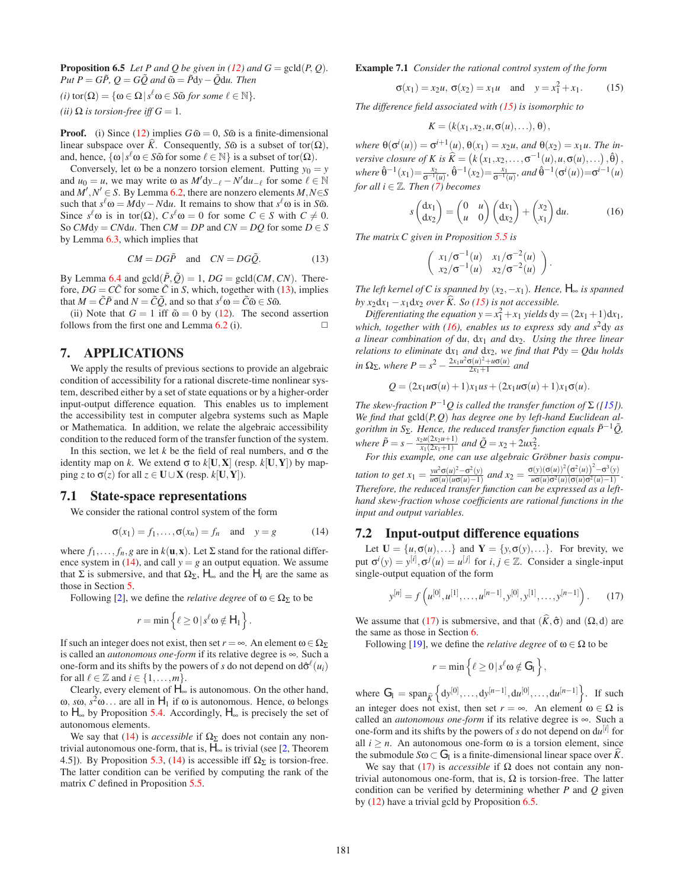**Proposition 6.5** *Let $P$ and $Q$ be given in (12) and $G = \mathrm{gcld}(P,Q)$. Put $P = G\tilde{P}$, $Q = G\tilde{Q}$ and $\tilde{\omega} = \tilde{P}\mathrm{d}y - \tilde{Q}\mathrm{d}u$. Then*

*(i) $\mathrm{tor}(\Omega) = \{\omega \in \Omega \,|\, s^\ell \omega \in S\tilde{\omega}$ for some $\ell \in \mathbb{N}\}$.*

*(ii) $\Omega$ is torsion-free iff $G = 1$.*

**Proof.** (i) Since (12) implies $G\tilde{\omega} = 0$, $S\tilde{\omega}$ is a finite-dimensional linear subspace over $\widehat{K}$. Consequently, $S\tilde{\omega}$ is a subset of $\mathrm{tor}(\Omega)$, and, hence, $\{\omega \,|\, s^\ell\omega \in S\tilde{\omega}$ for some $\ell \in \mathbb{N}\}$ is a subset of $\mathrm{tor}(\Omega)$.

Conversely, let $\omega$ be a nonzero torsion element. Putting $y_0 = y$ and $u_0 = u$, we may write $\omega$ as $M'\mathrm{d}y_{-\ell} - N'\mathrm{d}u_{-\ell}$ for some $\ell \in \mathbb{N}$ and $M', N' \in S$. By Lemma 6.2, there are nonzero elements $M, N \in S$ such that $s^\ell \omega = M\mathrm{d}y - N\mathrm{d}u$. It remains to show that $s^\ell\omega$ is in $S\tilde{\omega}$. Since $s^\ell\omega$ is in $\mathrm{tor}(\Omega)$, $Cs^\ell\omega = 0$ for some $C \in S$ with $C \neq 0$. So $CM\mathrm{d}y = CN\mathrm{d}u$. Then $CM = DP$ and $CN = DQ$ for some $D \in S$ by Lemma 6.3, which implies that

$$CM = DG\tilde{P} \quad \text{and} \quad CN = DG\tilde{Q}. \tag{13}$$

By Lemma 6.4 and $\mathrm{gcld}(\tilde{P},\tilde{Q}) = 1$, $DG = \mathrm{gcld}(CM, CN)$. Therefore, $DG = C\tilde{C}$ for some $\tilde{C}$ in $S$, which, together with (13), implies that $M = \tilde{C}\tilde{P}$ and $N = \tilde{C}\tilde{Q}$, and so that $s^\ell\omega = \tilde{C}\tilde{\omega} \in S\tilde{\omega}$.

(ii) Note that $G = 1$ iff $\tilde{\omega} = 0$ by (12). The second assertion follows from the first one and Lemma 6.2 (i). □

## 7. APPLICATIONS

We apply the results of previous sections to provide an algebraic condition of accessibility for a rational discrete-time nonlinear system, described either by a set of state equations or by a higher-order input-output difference equation. This enables us to implement the accessibility test in computer algebra systems such as Maple or Mathematica. In addition, we relate the algebraic accessibility condition to the reduced form of the transfer function of the system.

In this section, we let $k$ be the field of real numbers, and $\sigma$ the identity map on $k$. We extend $\sigma$ to $k[\mathbf{U},\mathbf{X}]$ (resp. $k[\mathbf{U},\mathbf{Y}]$) by mapping $z$ to $\sigma(z)$ for all $z \in \mathbf{U} \cup \mathbf{X}$ (resp. $k[\mathbf{U},\mathbf{Y}]$).

### 7.1 State-space representations

We consider the rational control system of the form

$$\sigma(x_1) = f_1, \ldots, \sigma(x_n) = f_n \quad \text{and} \quad y = g \tag{14}$$

where $f_1, \ldots, f_n, g$ are in $k(\mathbf{u},\mathbf{x})$. Let $\Sigma$ stand for the rational difference system in (14), and call $y = g$ an output equation. We assume that $\Sigma$ is submersive, and that $\Omega_\Sigma$, $\mathsf{H}_\infty$ and the $\mathsf{H}_i$ are the same as those in Section 5.

Following [2], we define the *relative degree* of $\omega \in \Omega_\Sigma$ to be

$$r = \min\left\{\ell \geq 0 \,|\, s^\ell\omega \notin \mathsf{H}_1\right\}.$$

If such an integer does not exist, then set $r = \infty$. An element $\omega \in \Omega_\Sigma$ is called an *autonomous one-form* if its relative degree is $\infty$. Such a one-form and its shifts by the powers of $s$ do not depend on $\mathrm{d}\sigma^\ell(u_i)$ for all $\ell \in \mathbb{Z}$ and $i \in \{1,\ldots,m\}$.

Clearly, every element of $\mathsf{H}_\infty$ is autonomous. On the other hand, $\omega$, $s\omega$, $s^2\omega\ldots$ are all in $\mathsf{H}_1$ if $\omega$ is autonomous. Hence, $\omega$ belongs to $\mathsf{H}_\infty$ by Proposition 5.4. Accordingly, $\mathsf{H}_\infty$ is precisely the set of autonomous elements.

We say that (14) is *accessible* if $\Omega_\Sigma$ does not contain any nontrivial autonomous one-form, that is, $\mathsf{H}_\infty$ is trivial (see [2, Theorem 4.5]). By Proposition 5.3, (14) is accessible iff $\Omega_\Sigma$ is torsion-free. The latter condition can be verified by computing the rank of the matrix $C$ defined in Proposition 5.5.

**Example 7.1** *Consider the rational control system of the form*

$$\sigma(x_1) = x_2u, \; \sigma(x_2) = x_1u \quad \text{and} \quad y = x_1^2 + x_1. \tag{15}$$

*The difference field associated with (15) is isomorphic to*

$$K = (k(x_1, x_2, u, \sigma(u), \ldots), \theta),$$

*where $\theta(\sigma^i(u)) = \sigma^{i+1}(u)$, $\theta(x_1) = x_2u$, and $\theta(x_2) = x_1u$. The inversive closure of $K$ is $\widehat{K} = \left(k\left(x_1, x_2, \ldots, \sigma^{-1}(u), u, \sigma(u), \ldots\right), \hat{\theta}\right)$, where $\hat{\theta}^{-1}(x_1) = \frac{x_2}{\sigma^{-1}(u)}$, $\hat{\theta}^{-1}(x_2) = \frac{x_1}{\sigma^{-1}(u)}$, and $\hat{\theta}^{-1}(\sigma^i(u)) = \sigma^{i-1}(u)$ for all $i \in \mathbb{Z}$. Then (7) becomes*

$$s\begin{pmatrix}\mathrm{d}x_1\\ \mathrm{d}x_2\end{pmatrix} = \begin{pmatrix}0 & u\\ u & 0\end{pmatrix}\begin{pmatrix}\mathrm{d}x_1\\ \mathrm{d}x_2\end{pmatrix} + \begin{pmatrix}x_2\\ x_1\end{pmatrix}\mathrm{d}u. \tag{16}$$

*The matrix $C$ given in Proposition 5.5 is*

$$\begin{pmatrix} x_1/\sigma^{-1}(u) & x_1/\sigma^{-2}(u)\\ x_2/\sigma^{-1}(u) & x_2/\sigma^{-2}(u)\end{pmatrix}.$$

*The left kernel of $C$ is spanned by $(x_2, -x_1)$. Hence, $\mathsf{H}_\infty$ is spanned by $x_2\mathrm{d}x_1 - x_1\mathrm{d}x_2$ over $\widehat{K}$. So (15) is not accessible.*

*Differentiating the equation $y = x_1^2 + x_1$ yields $\mathrm{d}y = (2x_1+1)\mathrm{d}x_1$, which, together with (16), enables us to express $s\mathrm{d}y$ and $s^2\mathrm{d}y$ as a linear combination of $\mathrm{d}u$, $\mathrm{d}x_1$ and $\mathrm{d}x_2$. Using the three linear relations to eliminate $\mathrm{d}x_1$ and $\mathrm{d}x_2$, we find that $P\mathrm{d}y = Q\mathrm{d}u$ holds in $\Omega_\Sigma$, where $P = s^2 - \frac{2x_1u^2\sigma(u)^2 + u\sigma(u)}{2x_1+1}$ and*

$$Q = (2x_1u\sigma(u)+1)x_1us + (2x_1u\sigma(u)+1)x_1\sigma(u).$$

*The skew-fraction $P^{-1}Q$ is called the transfer function of $\Sigma$ ([15]). We find that $\mathrm{gcld}(P,Q)$ has degree one by left-hand Euclidean algorithm in $S_\Sigma$. Hence, the reduced transfer function equals $\tilde{P}^{-1}\tilde{Q}$, where $\tilde{P} = s - \frac{x_2u(2x_2u+1)}{x_1(2x_1+1)}$ and $\tilde{Q} = x_2 + 2ux_2^2$.*

*For this example, one can use algebraic Gröbner basis computation to get $x_1 = \frac{yu^2\sigma(u)^2 - \sigma^2(y)}{u\sigma(u)(u\sigma(u)-1)}$ and $x_2 = \frac{\sigma(y)(\sigma(u))^2(\sigma^2(u))^2 - \sigma^3(y)}{u\sigma(u)\sigma^2(u)(\sigma(u)\sigma^2(u)-1)}$. Therefore, the reduced transfer function can be expressed as a left-hand skew-fraction whose coefficients are rational functions in the input and output variables.*

### 7.2 Input-output difference equations

Let $\mathbf{U} = \{u, \sigma(u), \ldots\}$ and $\mathbf{Y} = \{y, \sigma(y), \ldots\}$. For brevity, we put $\sigma^i(y) = y^{[i]}$, $\sigma^j(u) = u^{[j]}$ for $i, j \in \mathbb{Z}$. Consider a single-input single-output equation of the form

$$y^{[n]} = f\left(u^{[0]}, u^{[1]}, \ldots, u^{[n-1]}, y^{[0]}, y^{[1]}, \ldots, y^{[n-1]}\right). \tag{17}$$

We assume that (17) is submersive, and that $(\widehat{K}, \hat{\sigma})$ and $(\Omega, \mathrm{d})$ are the same as those in Section 6.

Following [19], we define the *relative degree* of $\omega \in \Omega$ to be

$$r = \min\left\{\ell \geq 0 \,|\, s^\ell\omega \notin \mathsf{G}_1\right\},$$

where $\mathsf{G}_1 = \mathrm{span}_{\widehat{K}}\left\{\mathrm{d}y^{[0]}, \ldots, \mathrm{d}y^{[n-1]}, \mathrm{d}u^{[0]}, \ldots, \mathrm{d}u^{[n-1]}\right\}$. If such an integer does not exist, then set $r = \infty$. An element $\omega \in \Omega$ is called an *autonomous one-form* if its relative degree is $\infty$. Such a one-form and its shifts by the powers of $s$ do not depend on $\mathrm{d}u^{[i]}$ for all $i \geq n$. An autonomous one-form $\omega$ is a torsion element, since the submodule $S\omega \subset \mathsf{G}_1$ is a finite-dimensional linear space over $\widehat{K}$.

We say that (17) is *accessible* if $\Omega$ does not contain any nontrivial autonomous one-form, that is, $\Omega$ is torsion-free. The latter condition can be verified by determining whether $P$ and $Q$ given by (12) have a trivial gcld by Proposition 6.5.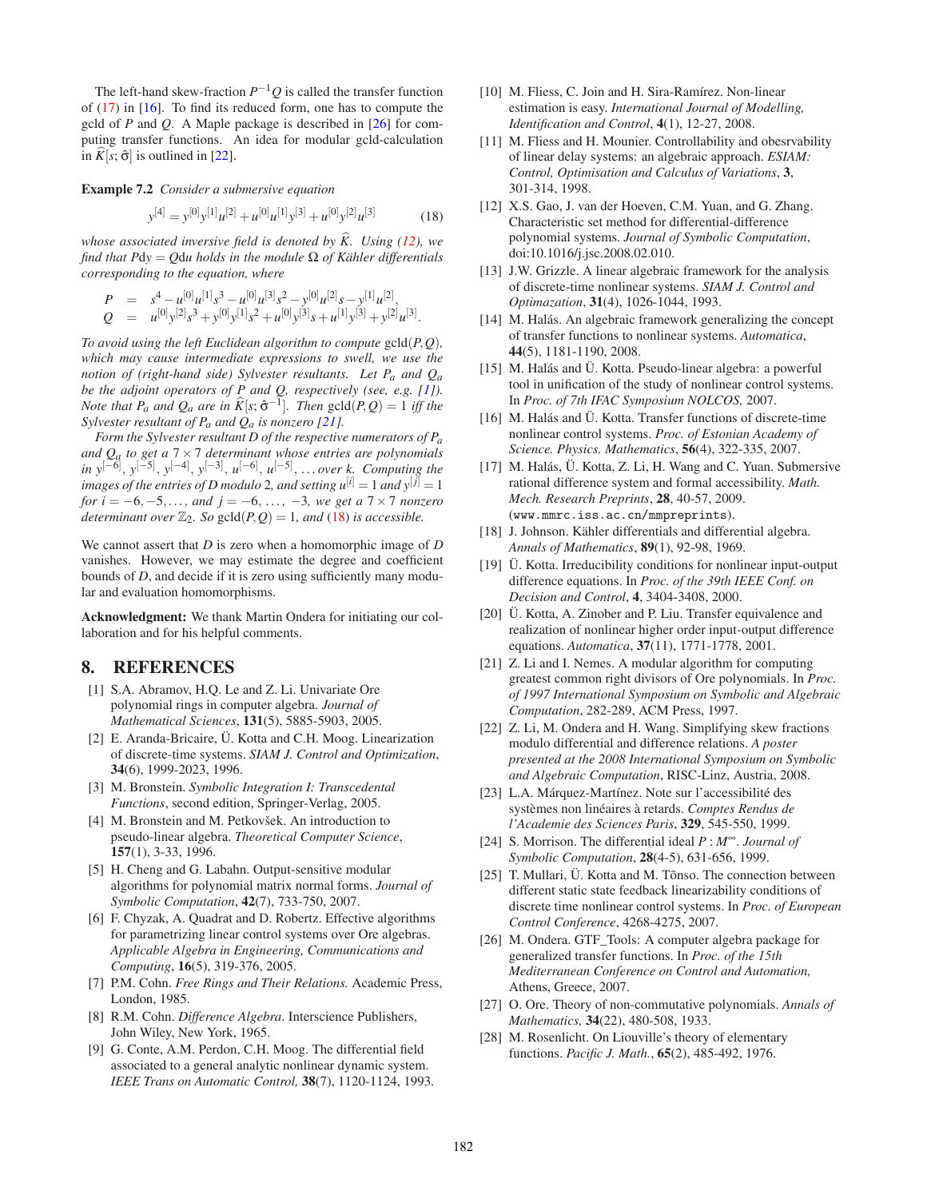The left-hand skew-fraction $P^{-1}Q$ is called the transfer function of (17) in [16]. To find its reduced form, one has to compute the gcld of $P$ and $Q$. A Maple package is described in [26] for computing transfer functions. An idea for modular gcld-calculation in $\widehat{K}[s;\hat{\sigma}]$ is outlined in [22].

**Example 7.2** *Consider a submersive equation*

$$y^{[4]} = y^{[0]}y^{[1]}u^{[2]} + u^{[0]}u^{[1]}y^{[3]} + u^{[0]}y^{[2]}u^{[3]} \tag{18}$$

*whose associated inversive field is denoted by $\widehat{K}$. Using (12), we find that $P\mathrm{d}y = Q\mathrm{d}u$ holds in the module $\Omega$ of Kähler differentials corresponding to the equation, where*

$$\begin{array}{rcl} P & = & s^4 - u^{[0]}u^{[1]}s^3 - u^{[0]}u^{[3]}s^2 - y^{[0]}u^{[2]}s - y^{[1]}u^{[2]}, \\ Q & = & u^{[0]}y^{[2]}s^3 + y^{[0]}y^{[1]}s^2 + u^{[0]}y^{[3]}s + u^{[1]}y^{[3]} + y^{[2]}u^{[3]}. \end{array}$$

*To avoid using the left Euclidean algorithm to compute $\gcd(P,Q)$, which may cause intermediate expressions to swell, we use the notion of (right-hand side) Sylvester resultants. Let $P_a$ and $Q_a$ be the adjoint operators of $P$ and $Q$, respectively (see, e.g. [1]). Note that $P_a$ and $Q_a$ are in $\widehat{K}[s;\hat{\sigma}^{-1}]$. Then $\gcd(P,Q)=1$ iff the Sylvester resultant of $P_a$ and $Q_a$ is nonzero [21].*

*Form the Sylvester resultant $D$ of the respective numerators of $P_a$ and $Q_a$ to get a $7\times 7$ determinant whose entries are polynomials in $y^{[-6]}$, $y^{[-5]}$, $y^{[-4]}$, $y^{[-3]}$, $u^{[-6]}$, $u^{[-5]}$, … over $k$. Computing the images of the entries of $D$ modulo 2, and setting $u^{[i]}=1$ and $y^{[j]}=1$ for $i=-6,-5,\ldots,$ and $j=-6,\ldots,-3$, we get a $7\times 7$ nonzero determinant over $\mathbb{Z}_2$. So $\gcd(P,Q)=1$, and (18) is accessible.*

We cannot assert that $D$ is zero when a homomorphic image of $D$ vanishes. However, we may estimate the degree and coefficient bounds of $D$, and decide if it is zero using sufficiently many modular and evaluation homomorphisms.

**Acknowledgment:** We thank Martin Ondera for initiating our collaboration and for his helpful comments.

## 8. REFERENCES

[1] S.A. Abramov, H.Q. Le and Z. Li. Univariate Ore polynomial rings in computer algebra. *Journal of Mathematical Sciences*, **131**(5), 5885-5903, 2005.

[2] E. Aranda-Bricaire, Ü. Kotta and C.H. Moog. Linearization of discrete-time systems. *SIAM J. Control and Optimization*, **34**(6), 1999-2023, 1996.

[3] M. Bronstein. *Symbolic Integration I: Transcedental Functions*, second edition, Springer-Verlag, 2005.

[4] M. Bronstein and M. Petkovšek. An introduction to pseudo-linear algebra. *Theoretical Computer Science*, **157**(1), 3-33, 1996.

[5] H. Cheng and G. Labahn. Output-sensitive modular algorithms for polynomial matrix normal forms. *Journal of Symbolic Computation*, **42**(7), 733-750, 2007.

[6] F. Chyzak, A. Quadrat and D. Robertz. Effective algorithms for parametrizing linear control systems over Ore algebras. *Applicable Algebra in Engineering, Communications and Computing*, **16**(5), 319-376, 2005.

[7] P.M. Cohn. *Free Rings and Their Relations.* Academic Press, London, 1985.

[8] R.M. Cohn. *Difference Algebra*. Interscience Publishers, John Wiley, New York, 1965.

[9] G. Conte, A.M. Perdon, C.H. Moog. The differential field associated to a general analytic nonlinear dynamic system. *IEEE Trans on Automatic Control,* **38**(7), 1120-1124, 1993.

[10] M. Fliess, C. Join and H. Sira-Ramírez. Non-linear estimation is easy. *International Journal of Modelling, Identification and Control*, **4**(1), 12-27, 2008.

[11] M. Fliess and H. Mounier. Controllability and obesrvability of linear delay systems: an algebraic approach. *ESIAM: Control, Optimisation and Calculus of Variations*, **3**, 301-314, 1998.

[12] X.S. Gao, J. van der Hoeven, C.M. Yuan, and G. Zhang. Characteristic set method for differential-difference polynomial systems. *Journal of Symbolic Computation*, doi:10.1016/j.jsc.2008.02.010.

[13] J.W. Grizzle. A linear algebraic framework for the analysis of discrete-time nonlinear systems. *SIAM J. Control and Optimazation*, **31**(4), 1026-1044, 1993.

[14] M. Halás. An algebraic framework generalizing the concept of transfer functions to nonlinear systems. *Automatica*, **44**(5), 1181-1190, 2008.

[15] M. Halás and Ü. Kotta. Pseudo-linear algebra: a powerful tool in unification of the study of nonlinear control systems. In *Proc. of 7th IFAC Symposium NOLCOS,* 2007.

[16] M. Halás and Ü. Kotta. Transfer functions of discrete-time nonlinear control systems. *Proc. of Estonian Academy of Science. Physics. Mathematics*, **56**(4), 322-335, 2007.

[17] M. Halás, Ü. Kotta, Z. Li, H. Wang and C. Yuan. Submersive rational difference system and formal accessibility. *Math. Mech. Research Preprints*, **28**, 40-57, 2009. (www.mmrc.iss.ac.cn/mmpreprints).

[18] J. Johnson. Kähler differentials and differential algebra. *Annals of Mathematics*, **89**(1), 92-98, 1969.

[19] Ü. Kotta. Irreducibility conditions for nonlinear input-output difference equations. In *Proc. of the 39th IEEE Conf. on Decision and Control*, **4**, 3404-3408, 2000.

[20] Ü. Kotta, A. Zinober and P. Liu. Transfer equivalence and realization of nonlinear higher order input-output difference equations. *Automatica*, **37**(11), 1771-1778, 2001.

[21] Z. Li and I. Nemes. A modular algorithm for computing greatest common right divisors of Ore polynomials. In *Proc. of 1997 International Symposium on Symbolic and Algebraic Computation*, 282-289, ACM Press, 1997.

[22] Z. Li, M. Ondera and H. Wang. Simplifying skew fractions modulo differential and difference relations. *A poster presented at the 2008 International Symposium on Symbolic and Algebraic Computation*, RISC-Linz, Austria, 2008.

[23] L.A. Márquez-Martínez. Note sur l'accessibilité des systèmes non linéaires à retards. *Comptes Rendus de l'Academie des Sciences Paris*, **329**, 545-550, 1999.

[24] S. Morrison. The differential ideal $P : M^{\infty}$. *Journal of Symbolic Computation*, **28**(4-5), 631-656, 1999.

[25] T. Mullari, Ü. Kotta and M. Tõnso. The connection between different static state feedback linearizability conditions of discrete time nonlinear control systems. In *Proc. of European Control Conference*, 4268-4275, 2007.

[26] M. Ondera. GTF_Tools: A computer algebra package for generalized transfer functions. In *Proc. of the 15th Mediterranean Conference on Control and Automation,* Athens, Greece, 2007.

[27] O. Ore. Theory of non-commutative polynomials. *Annals of Mathematics,* **34**(22), 480-508, 1933.

[28] M. Rosenlicht. On Liouville's theory of elementary functions. *Pacific J. Math.*, **65**(2), 485-492, 1976.